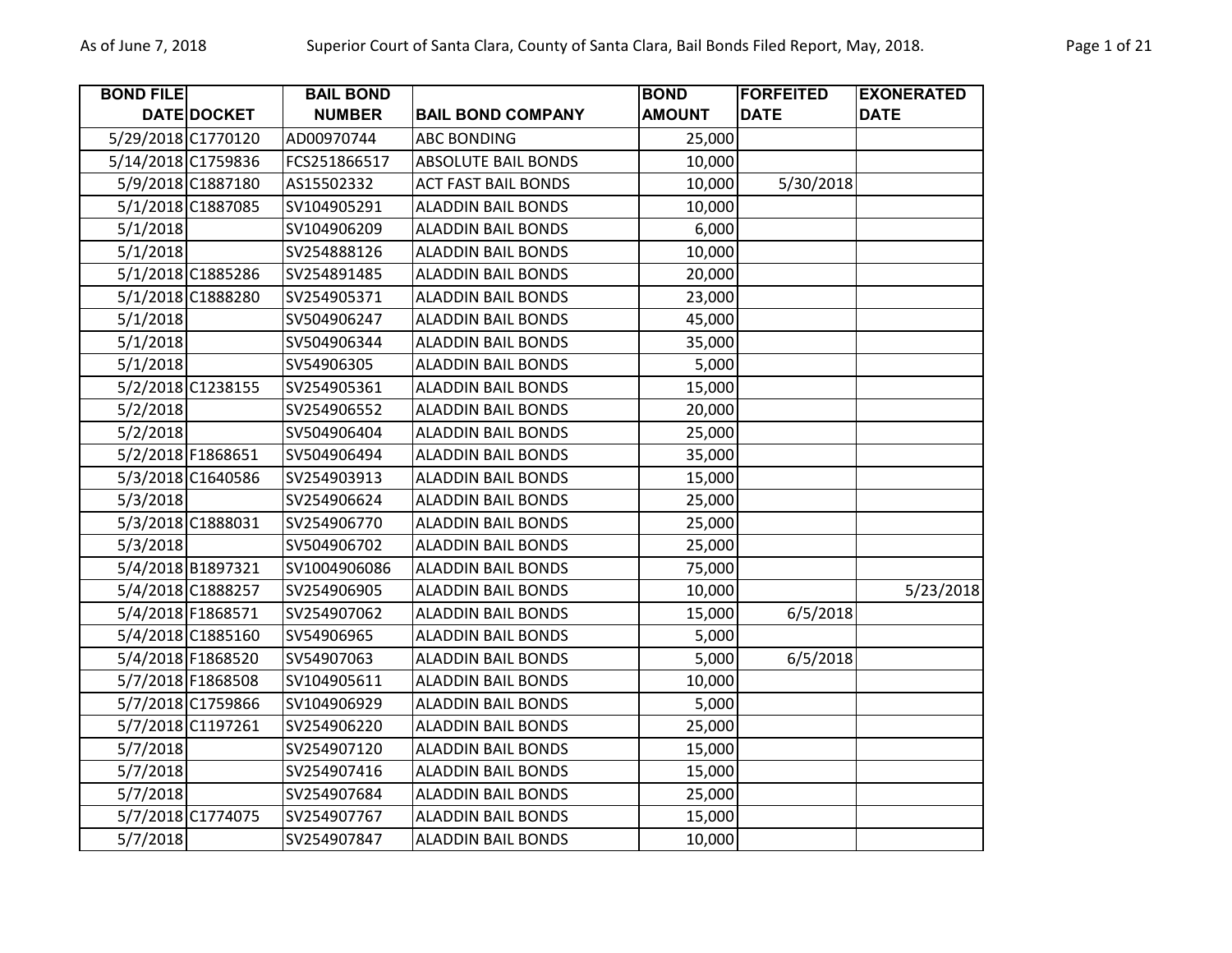| BOND FILE DATE | DOCKET | BAIL BOND NUMBER | BAIL BOND COMPANY | BOND AMOUNT | FORFEITED DATE | EXONERATED DATE |
|---|---|---|---|---|---|---|
| 5/29/2018 | C1770120 | AD00970744 | ABC BONDING | 25,000 | | |
| 5/14/2018 | C1759836 | FCS251866517 | ABSOLUTE BAIL BONDS | 10,000 | | |
| 5/9/2018 | C1887180 | AS15502332 | ACT FAST BAIL BONDS | 10,000 | 5/30/2018 | |
| 5/1/2018 | C1887085 | SV104905291 | ALADDIN BAIL BONDS | 10,000 | | |
| 5/1/2018 | | SV104906209 | ALADDIN BAIL BONDS | 6,000 | | |
| 5/1/2018 | | SV254888126 | ALADDIN BAIL BONDS | 10,000 | | |
| 5/1/2018 | C1885286 | SV254891485 | ALADDIN BAIL BONDS | 20,000 | | |
| 5/1/2018 | C1888280 | SV254905371 | ALADDIN BAIL BONDS | 23,000 | | |
| 5/1/2018 | | SV504906247 | ALADDIN BAIL BONDS | 45,000 | | |
| 5/1/2018 | | SV504906344 | ALADDIN BAIL BONDS | 35,000 | | |
| 5/1/2018 | | SV54906305 | ALADDIN BAIL BONDS | 5,000 | | |
| 5/2/2018 | C1238155 | SV254905361 | ALADDIN BAIL BONDS | 15,000 | | |
| 5/2/2018 | | SV254906552 | ALADDIN BAIL BONDS | 20,000 | | |
| 5/2/2018 | | SV504906404 | ALADDIN BAIL BONDS | 25,000 | | |
| 5/2/2018 | F1868651 | SV504906494 | ALADDIN BAIL BONDS | 35,000 | | |
| 5/3/2018 | C1640586 | SV254903913 | ALADDIN BAIL BONDS | 15,000 | | |
| 5/3/2018 | | SV254906624 | ALADDIN BAIL BONDS | 25,000 | | |
| 5/3/2018 | C1888031 | SV254906770 | ALADDIN BAIL BONDS | 25,000 | | |
| 5/3/2018 | | SV504906702 | ALADDIN BAIL BONDS | 25,000 | | |
| 5/4/2018 | B1897321 | SV1004906086 | ALADDIN BAIL BONDS | 75,000 | | |
| 5/4/2018 | C1888257 | SV254906905 | ALADDIN BAIL BONDS | 10,000 | | 5/23/2018 |
| 5/4/2018 | F1868571 | SV254907062 | ALADDIN BAIL BONDS | 15,000 | 6/5/2018 | |
| 5/4/2018 | C1885160 | SV54906965 | ALADDIN BAIL BONDS | 5,000 | | |
| 5/4/2018 | F1868520 | SV54907063 | ALADDIN BAIL BONDS | 5,000 | 6/5/2018 | |
| 5/7/2018 | F1868508 | SV104905611 | ALADDIN BAIL BONDS | 10,000 | | |
| 5/7/2018 | C1759866 | SV104906929 | ALADDIN BAIL BONDS | 5,000 | | |
| 5/7/2018 | C1197261 | SV254906220 | ALADDIN BAIL BONDS | 25,000 | | |
| 5/7/2018 | | SV254907120 | ALADDIN BAIL BONDS | 15,000 | | |
| 5/7/2018 | | SV254907416 | ALADDIN BAIL BONDS | 15,000 | | |
| 5/7/2018 | | SV254907684 | ALADDIN BAIL BONDS | 25,000 | | |
| 5/7/2018 | C1774075 | SV254907767 | ALADDIN BAIL BONDS | 15,000 | | |
| 5/7/2018 | | SV254907847 | ALADDIN BAIL BONDS | 10,000 | | |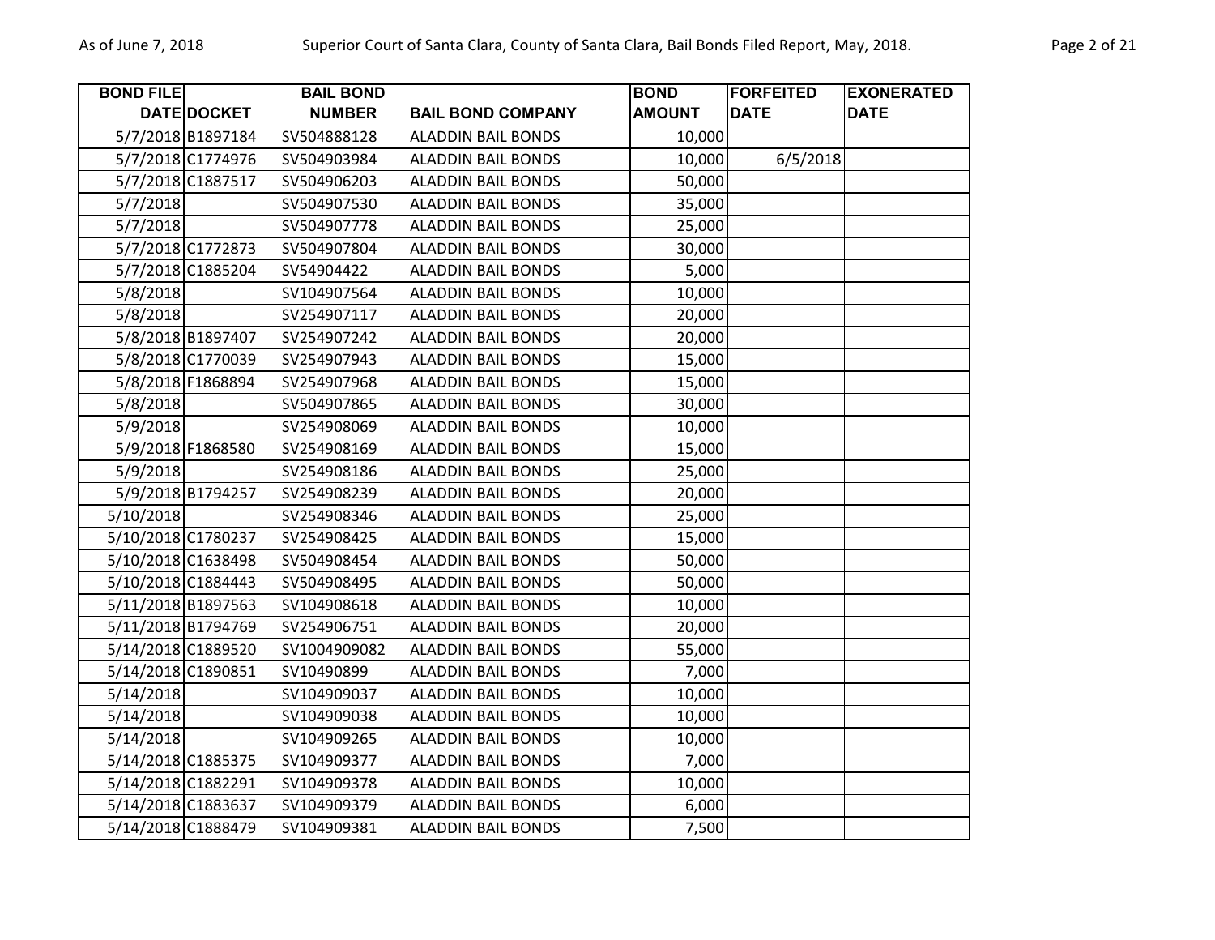| BOND FILE DATE | DOCKET | BAIL BOND NUMBER | BAIL BOND COMPANY | BOND AMOUNT | FORFEITED DATE | EXONERATED DATE |
|---|---|---|---|---|---|---|
| 5/7/2018 | B1897184 | SV504888128 | ALADDIN BAIL BONDS | 10,000 | | |
| 5/7/2018 | C1774976 | SV504903984 | ALADDIN BAIL BONDS | 10,000 | 6/5/2018 | |
| 5/7/2018 | C1887517 | SV504906203 | ALADDIN BAIL BONDS | 50,000 | | |
| 5/7/2018 | | SV504907530 | ALADDIN BAIL BONDS | 35,000 | | |
| 5/7/2018 | | SV504907778 | ALADDIN BAIL BONDS | 25,000 | | |
| 5/7/2018 | C1772873 | SV504907804 | ALADDIN BAIL BONDS | 30,000 | | |
| 5/7/2018 | C1885204 | SV54904422 | ALADDIN BAIL BONDS | 5,000 | | |
| 5/8/2018 | | SV104907564 | ALADDIN BAIL BONDS | 10,000 | | |
| 5/8/2018 | | SV254907117 | ALADDIN BAIL BONDS | 20,000 | | |
| 5/8/2018 | B1897407 | SV254907242 | ALADDIN BAIL BONDS | 20,000 | | |
| 5/8/2018 | C1770039 | SV254907943 | ALADDIN BAIL BONDS | 15,000 | | |
| 5/8/2018 | F1868894 | SV254907968 | ALADDIN BAIL BONDS | 15,000 | | |
| 5/8/2018 | | SV504907865 | ALADDIN BAIL BONDS | 30,000 | | |
| 5/9/2018 | | SV254908069 | ALADDIN BAIL BONDS | 10,000 | | |
| 5/9/2018 | F1868580 | SV254908169 | ALADDIN BAIL BONDS | 15,000 | | |
| 5/9/2018 | | SV254908186 | ALADDIN BAIL BONDS | 25,000 | | |
| 5/9/2018 | B1794257 | SV254908239 | ALADDIN BAIL BONDS | 20,000 | | |
| 5/10/2018 | | SV254908346 | ALADDIN BAIL BONDS | 25,000 | | |
| 5/10/2018 | C1780237 | SV254908425 | ALADDIN BAIL BONDS | 15,000 | | |
| 5/10/2018 | C1638498 | SV504908454 | ALADDIN BAIL BONDS | 50,000 | | |
| 5/10/2018 | C1884443 | SV504908495 | ALADDIN BAIL BONDS | 50,000 | | |
| 5/11/2018 | B1897563 | SV104908618 | ALADDIN BAIL BONDS | 10,000 | | |
| 5/11/2018 | B1794769 | SV254906751 | ALADDIN BAIL BONDS | 20,000 | | |
| 5/14/2018 | C1889520 | SV1004909082 | ALADDIN BAIL BONDS | 55,000 | | |
| 5/14/2018 | C1890851 | SV10490899 | ALADDIN BAIL BONDS | 7,000 | | |
| 5/14/2018 | | SV104909037 | ALADDIN BAIL BONDS | 10,000 | | |
| 5/14/2018 | | SV104909038 | ALADDIN BAIL BONDS | 10,000 | | |
| 5/14/2018 | | SV104909265 | ALADDIN BAIL BONDS | 10,000 | | |
| 5/14/2018 | C1885375 | SV104909377 | ALADDIN BAIL BONDS | 7,000 | | |
| 5/14/2018 | C1882291 | SV104909378 | ALADDIN BAIL BONDS | 10,000 | | |
| 5/14/2018 | C1883637 | SV104909379 | ALADDIN BAIL BONDS | 6,000 | | |
| 5/14/2018 | C1888479 | SV104909381 | ALADDIN BAIL BONDS | 7,500 | | |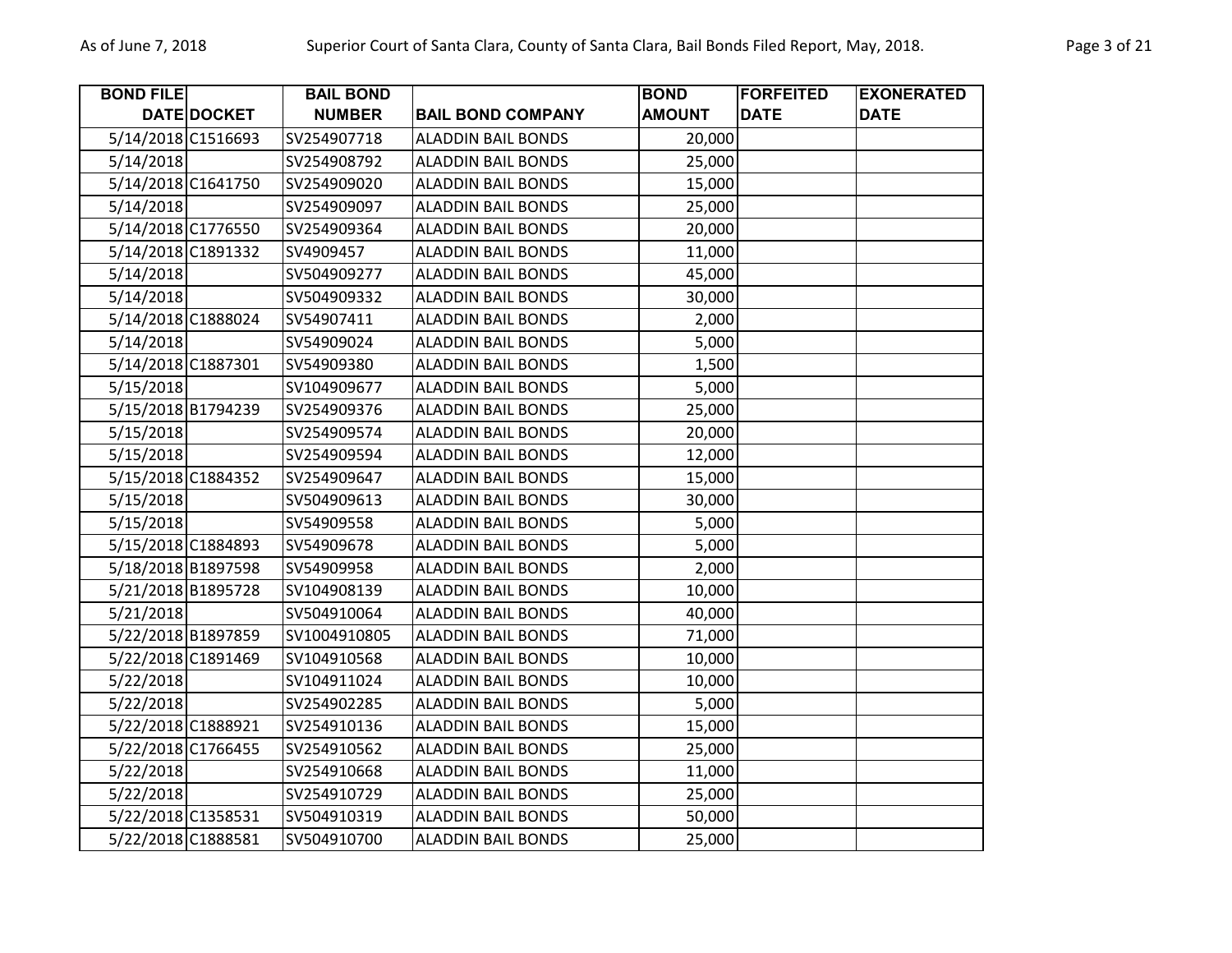| BOND FILE DATE | DOCKET | BAIL BOND NUMBER | BAIL BOND COMPANY | BOND AMOUNT | FORFEITED DATE | EXONERATED DATE |
|---|---|---|---|---|---|---|
| 5/14/2018 | C1516693 | SV254907718 | ALADDIN BAIL BONDS | 20,000 | | |
| 5/14/2018 | | SV254908792 | ALADDIN BAIL BONDS | 25,000 | | |
| 5/14/2018 | C1641750 | SV254909020 | ALADDIN BAIL BONDS | 15,000 | | |
| 5/14/2018 | | SV254909097 | ALADDIN BAIL BONDS | 25,000 | | |
| 5/14/2018 | C1776550 | SV254909364 | ALADDIN BAIL BONDS | 20,000 | | |
| 5/14/2018 | C1891332 | SV4909457 | ALADDIN BAIL BONDS | 11,000 | | |
| 5/14/2018 | | SV504909277 | ALADDIN BAIL BONDS | 45,000 | | |
| 5/14/2018 | | SV504909332 | ALADDIN BAIL BONDS | 30,000 | | |
| 5/14/2018 | C1888024 | SV54907411 | ALADDIN BAIL BONDS | 2,000 | | |
| 5/14/2018 | | SV54909024 | ALADDIN BAIL BONDS | 5,000 | | |
| 5/14/2018 | C1887301 | SV54909380 | ALADDIN BAIL BONDS | 1,500 | | |
| 5/15/2018 | | SV104909677 | ALADDIN BAIL BONDS | 5,000 | | |
| 5/15/2018 | B1794239 | SV254909376 | ALADDIN BAIL BONDS | 25,000 | | |
| 5/15/2018 | | SV254909574 | ALADDIN BAIL BONDS | 20,000 | | |
| 5/15/2018 | | SV254909594 | ALADDIN BAIL BONDS | 12,000 | | |
| 5/15/2018 | C1884352 | SV254909647 | ALADDIN BAIL BONDS | 15,000 | | |
| 5/15/2018 | | SV504909613 | ALADDIN BAIL BONDS | 30,000 | | |
| 5/15/2018 | | SV54909558 | ALADDIN BAIL BONDS | 5,000 | | |
| 5/15/2018 | C1884893 | SV54909678 | ALADDIN BAIL BONDS | 5,000 | | |
| 5/18/2018 | B1897598 | SV54909958 | ALADDIN BAIL BONDS | 2,000 | | |
| 5/21/2018 | B1895728 | SV104908139 | ALADDIN BAIL BONDS | 10,000 | | |
| 5/21/2018 | | SV504910064 | ALADDIN BAIL BONDS | 40,000 | | |
| 5/22/2018 | B1897859 | SV1004910805 | ALADDIN BAIL BONDS | 71,000 | | |
| 5/22/2018 | C1891469 | SV104910568 | ALADDIN BAIL BONDS | 10,000 | | |
| 5/22/2018 | | SV104911024 | ALADDIN BAIL BONDS | 10,000 | | |
| 5/22/2018 | | SV254902285 | ALADDIN BAIL BONDS | 5,000 | | |
| 5/22/2018 | C1888921 | SV254910136 | ALADDIN BAIL BONDS | 15,000 | | |
| 5/22/2018 | C1766455 | SV254910562 | ALADDIN BAIL BONDS | 25,000 | | |
| 5/22/2018 | | SV254910668 | ALADDIN BAIL BONDS | 11,000 | | |
| 5/22/2018 | | SV254910729 | ALADDIN BAIL BONDS | 25,000 | | |
| 5/22/2018 | C1358531 | SV504910319 | ALADDIN BAIL BONDS | 50,000 | | |
| 5/22/2018 | C1888581 | SV504910700 | ALADDIN BAIL BONDS | 25,000 | | |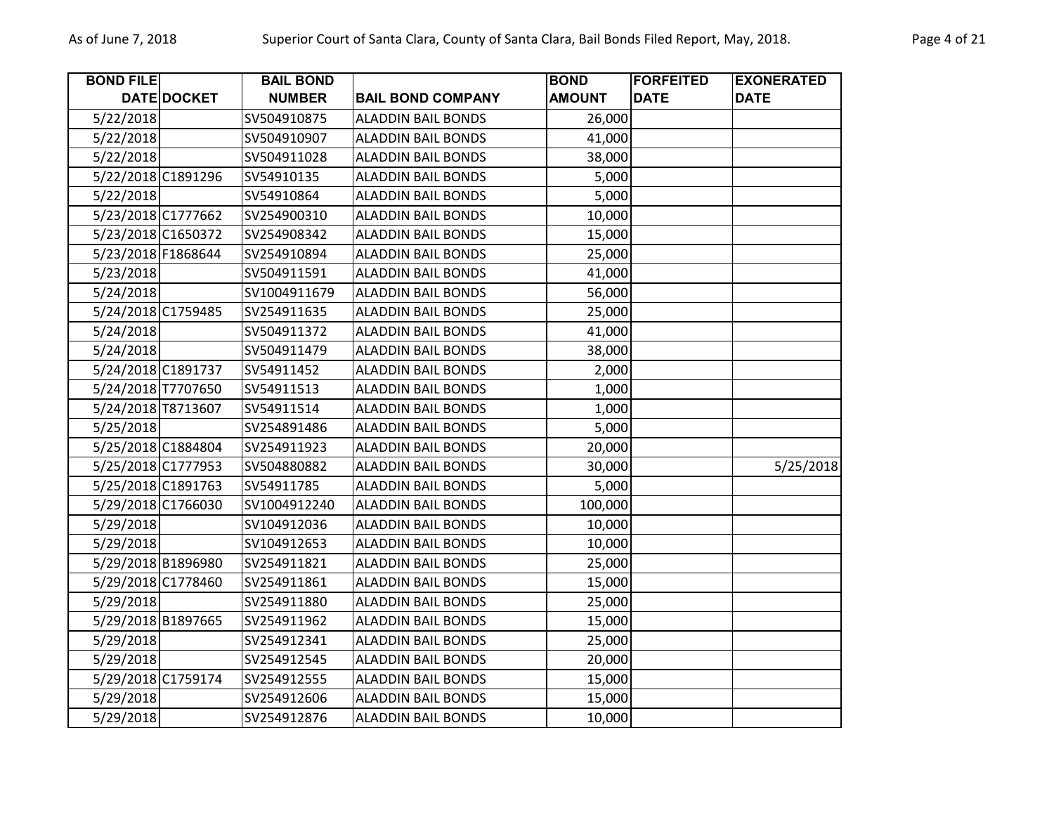| BOND FILE DATE | DOCKET | BAIL BOND NUMBER | BAIL BOND COMPANY | BOND AMOUNT | FORFEITED DATE | EXONERATED DATE |
|---|---|---|---|---|---|---|
| 5/22/2018 | | SV504910875 | ALADDIN BAIL BONDS | 26,000 | | |
| 5/22/2018 | | SV504910907 | ALADDIN BAIL BONDS | 41,000 | | |
| 5/22/2018 | | SV504911028 | ALADDIN BAIL BONDS | 38,000 | | |
| 5/22/2018 | C1891296 | SV54910135 | ALADDIN BAIL BONDS | 5,000 | | |
| 5/22/2018 | | SV54910864 | ALADDIN BAIL BONDS | 5,000 | | |
| 5/23/2018 | C1777662 | SV254900310 | ALADDIN BAIL BONDS | 10,000 | | |
| 5/23/2018 | C1650372 | SV254908342 | ALADDIN BAIL BONDS | 15,000 | | |
| 5/23/2018 | F1868644 | SV254910894 | ALADDIN BAIL BONDS | 25,000 | | |
| 5/23/2018 | | SV504911591 | ALADDIN BAIL BONDS | 41,000 | | |
| 5/24/2018 | | SV1004911679 | ALADDIN BAIL BONDS | 56,000 | | |
| 5/24/2018 | C1759485 | SV254911635 | ALADDIN BAIL BONDS | 25,000 | | |
| 5/24/2018 | | SV504911372 | ALADDIN BAIL BONDS | 41,000 | | |
| 5/24/2018 | | SV504911479 | ALADDIN BAIL BONDS | 38,000 | | |
| 5/24/2018 | C1891737 | SV54911452 | ALADDIN BAIL BONDS | 2,000 | | |
| 5/24/2018 | T7707650 | SV54911513 | ALADDIN BAIL BONDS | 1,000 | | |
| 5/24/2018 | T8713607 | SV54911514 | ALADDIN BAIL BONDS | 1,000 | | |
| 5/25/2018 | | SV254891486 | ALADDIN BAIL BONDS | 5,000 | | |
| 5/25/2018 | C1884804 | SV254911923 | ALADDIN BAIL BONDS | 20,000 | | |
| 5/25/2018 | C1777953 | SV504880882 | ALADDIN BAIL BONDS | 30,000 | | 5/25/2018 |
| 5/25/2018 | C1891763 | SV54911785 | ALADDIN BAIL BONDS | 5,000 | | |
| 5/29/2018 | C1766030 | SV1004912240 | ALADDIN BAIL BONDS | 100,000 | | |
| 5/29/2018 | | SV104912036 | ALADDIN BAIL BONDS | 10,000 | | |
| 5/29/2018 | | SV104912653 | ALADDIN BAIL BONDS | 10,000 | | |
| 5/29/2018 | B1896980 | SV254911821 | ALADDIN BAIL BONDS | 25,000 | | |
| 5/29/2018 | C1778460 | SV254911861 | ALADDIN BAIL BONDS | 15,000 | | |
| 5/29/2018 | | SV254911880 | ALADDIN BAIL BONDS | 25,000 | | |
| 5/29/2018 | B1897665 | SV254911962 | ALADDIN BAIL BONDS | 15,000 | | |
| 5/29/2018 | | SV254912341 | ALADDIN BAIL BONDS | 25,000 | | |
| 5/29/2018 | | SV254912545 | ALADDIN BAIL BONDS | 20,000 | | |
| 5/29/2018 | C1759174 | SV254912555 | ALADDIN BAIL BONDS | 15,000 | | |
| 5/29/2018 | | SV254912606 | ALADDIN BAIL BONDS | 15,000 | | |
| 5/29/2018 | | SV254912876 | ALADDIN BAIL BONDS | 10,000 | | |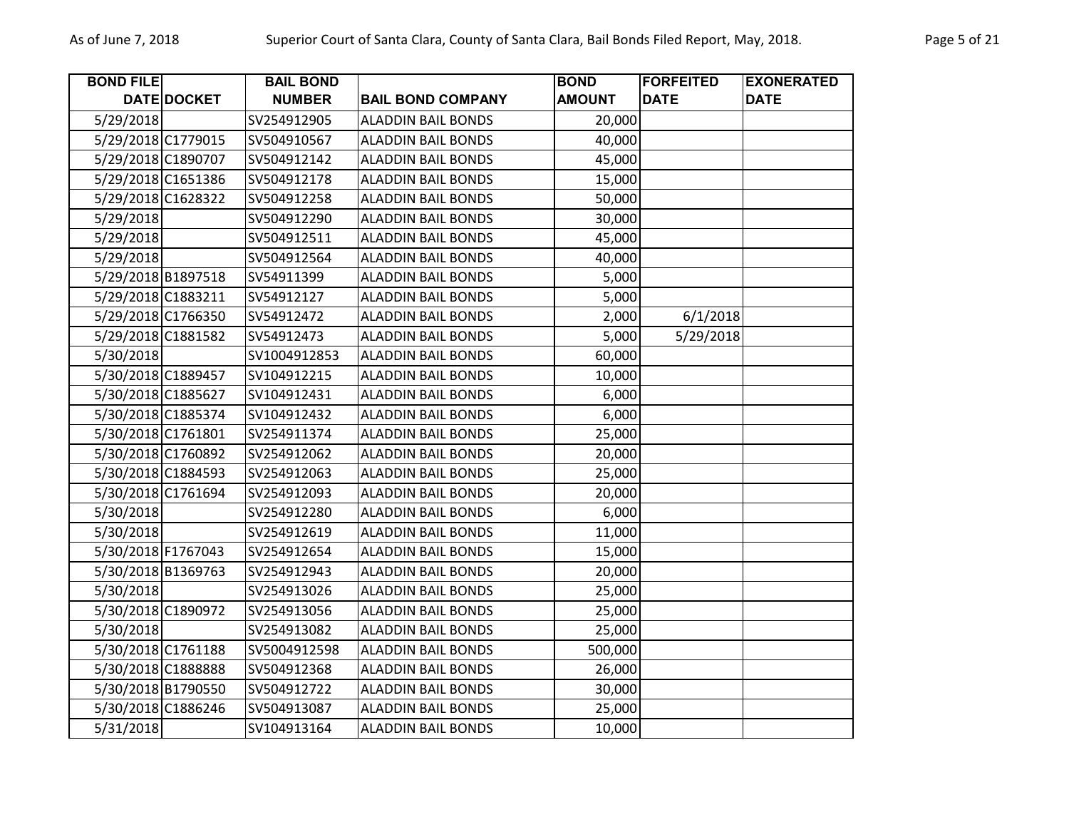| BOND FILE DATE | DOCKET | BAIL BOND NUMBER | BAIL BOND COMPANY | BOND AMOUNT | FORFEITED DATE | EXONERATED DATE |
|---|---|---|---|---|---|---|
| 5/29/2018 | | SV254912905 | ALADDIN BAIL BONDS | 20,000 | | |
| 5/29/2018 | C1779015 | SV504910567 | ALADDIN BAIL BONDS | 40,000 | | |
| 5/29/2018 | C1890707 | SV504912142 | ALADDIN BAIL BONDS | 45,000 | | |
| 5/29/2018 | C1651386 | SV504912178 | ALADDIN BAIL BONDS | 15,000 | | |
| 5/29/2018 | C1628322 | SV504912258 | ALADDIN BAIL BONDS | 50,000 | | |
| 5/29/2018 | | SV504912290 | ALADDIN BAIL BONDS | 30,000 | | |
| 5/29/2018 | | SV504912511 | ALADDIN BAIL BONDS | 45,000 | | |
| 5/29/2018 | | SV504912564 | ALADDIN BAIL BONDS | 40,000 | | |
| 5/29/2018 | B1897518 | SV54911399 | ALADDIN BAIL BONDS | 5,000 | | |
| 5/29/2018 | C1883211 | SV54912127 | ALADDIN BAIL BONDS | 5,000 | | |
| 5/29/2018 | C1766350 | SV54912472 | ALADDIN BAIL BONDS | 2,000 | 6/1/2018 | |
| 5/29/2018 | C1881582 | SV54912473 | ALADDIN BAIL BONDS | 5,000 | 5/29/2018 | |
| 5/30/2018 | | SV1004912853 | ALADDIN BAIL BONDS | 60,000 | | |
| 5/30/2018 | C1889457 | SV104912215 | ALADDIN BAIL BONDS | 10,000 | | |
| 5/30/2018 | C1885627 | SV104912431 | ALADDIN BAIL BONDS | 6,000 | | |
| 5/30/2018 | C1885374 | SV104912432 | ALADDIN BAIL BONDS | 6,000 | | |
| 5/30/2018 | C1761801 | SV254911374 | ALADDIN BAIL BONDS | 25,000 | | |
| 5/30/2018 | C1760892 | SV254912062 | ALADDIN BAIL BONDS | 20,000 | | |
| 5/30/2018 | C1884593 | SV254912063 | ALADDIN BAIL BONDS | 25,000 | | |
| 5/30/2018 | C1761694 | SV254912093 | ALADDIN BAIL BONDS | 20,000 | | |
| 5/30/2018 | | SV254912280 | ALADDIN BAIL BONDS | 6,000 | | |
| 5/30/2018 | | SV254912619 | ALADDIN BAIL BONDS | 11,000 | | |
| 5/30/2018 | F1767043 | SV254912654 | ALADDIN BAIL BONDS | 15,000 | | |
| 5/30/2018 | B1369763 | SV254912943 | ALADDIN BAIL BONDS | 20,000 | | |
| 5/30/2018 | | SV254913026 | ALADDIN BAIL BONDS | 25,000 | | |
| 5/30/2018 | C1890972 | SV254913056 | ALADDIN BAIL BONDS | 25,000 | | |
| 5/30/2018 | | SV254913082 | ALADDIN BAIL BONDS | 25,000 | | |
| 5/30/2018 | C1761188 | SV5004912598 | ALADDIN BAIL BONDS | 500,000 | | |
| 5/30/2018 | C1888888 | SV504912368 | ALADDIN BAIL BONDS | 26,000 | | |
| 5/30/2018 | B1790550 | SV504912722 | ALADDIN BAIL BONDS | 30,000 | | |
| 5/30/2018 | C1886246 | SV504913087 | ALADDIN BAIL BONDS | 25,000 | | |
| 5/31/2018 | | SV104913164 | ALADDIN BAIL BONDS | 10,000 | | |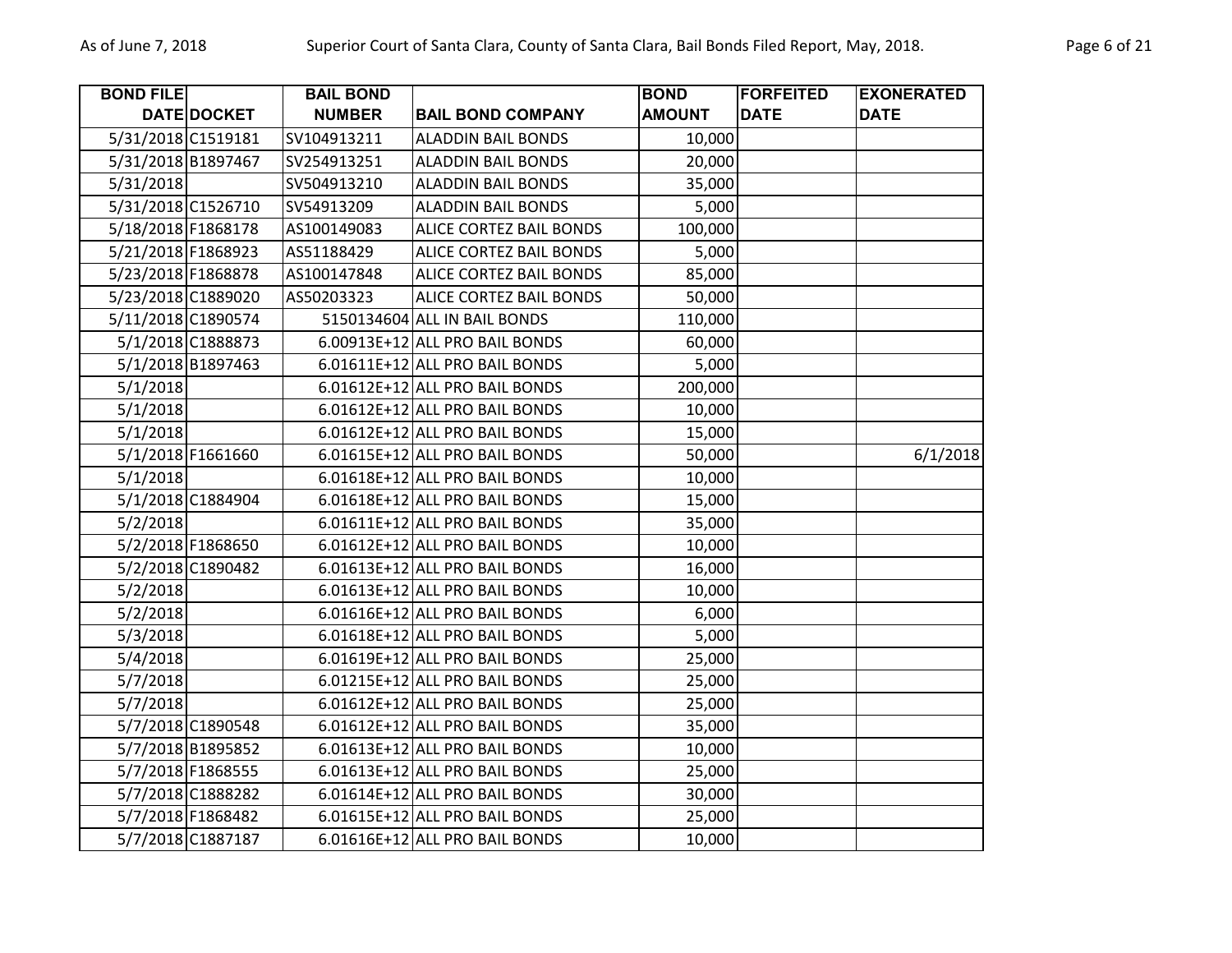| BOND FILE DATE | DOCKET | BAIL BOND NUMBER | BAIL BOND COMPANY | BOND AMOUNT | FORFEITED DATE | EXONERATED DATE |
|---|---|---|---|---|---|---|
| 5/31/2018 | C1519181 | SV104913211 | ALADDIN BAIL BONDS | 10,000 | | |
| 5/31/2018 | B1897467 | SV254913251 | ALADDIN BAIL BONDS | 20,000 | | |
| 5/31/2018 | | SV504913210 | ALADDIN BAIL BONDS | 35,000 | | |
| 5/31/2018 | C1526710 | SV54913209 | ALADDIN BAIL BONDS | 5,000 | | |
| 5/18/2018 | F1868178 | AS100149083 | ALICE CORTEZ BAIL BONDS | 100,000 | | |
| 5/21/2018 | F1868923 | AS51188429 | ALICE CORTEZ BAIL BONDS | 5,000 | | |
| 5/23/2018 | F1868878 | AS100147848 | ALICE CORTEZ BAIL BONDS | 85,000 | | |
| 5/23/2018 | C1889020 | AS50203323 | ALICE CORTEZ BAIL BONDS | 50,000 | | |
| 5/11/2018 | C1890574 | 5150134604 | ALL IN BAIL BONDS | 110,000 | | |
| 5/1/2018 | C1888873 | 6.00913E+12 | ALL PRO BAIL BONDS | 60,000 | | |
| 5/1/2018 | B1897463 | 6.01611E+12 | ALL PRO BAIL BONDS | 5,000 | | |
| 5/1/2018 | | 6.01612E+12 | ALL PRO BAIL BONDS | 200,000 | | |
| 5/1/2018 | | 6.01612E+12 | ALL PRO BAIL BONDS | 10,000 | | |
| 5/1/2018 | | 6.01612E+12 | ALL PRO BAIL BONDS | 15,000 | | |
| 5/1/2018 | F1661660 | 6.01615E+12 | ALL PRO BAIL BONDS | 50,000 | | 6/1/2018 |
| 5/1/2018 | | 6.01618E+12 | ALL PRO BAIL BONDS | 10,000 | | |
| 5/1/2018 | C1884904 | 6.01618E+12 | ALL PRO BAIL BONDS | 15,000 | | |
| 5/2/2018 | | 6.01611E+12 | ALL PRO BAIL BONDS | 35,000 | | |
| 5/2/2018 | F1868650 | 6.01612E+12 | ALL PRO BAIL BONDS | 10,000 | | |
| 5/2/2018 | C1890482 | 6.01613E+12 | ALL PRO BAIL BONDS | 16,000 | | |
| 5/2/2018 | | 6.01613E+12 | ALL PRO BAIL BONDS | 10,000 | | |
| 5/2/2018 | | 6.01616E+12 | ALL PRO BAIL BONDS | 6,000 | | |
| 5/3/2018 | | 6.01618E+12 | ALL PRO BAIL BONDS | 5,000 | | |
| 5/4/2018 | | 6.01619E+12 | ALL PRO BAIL BONDS | 25,000 | | |
| 5/7/2018 | | 6.01215E+12 | ALL PRO BAIL BONDS | 25,000 | | |
| 5/7/2018 | | 6.01612E+12 | ALL PRO BAIL BONDS | 25,000 | | |
| 5/7/2018 | C1890548 | 6.01612E+12 | ALL PRO BAIL BONDS | 35,000 | | |
| 5/7/2018 | B1895852 | 6.01613E+12 | ALL PRO BAIL BONDS | 10,000 | | |
| 5/7/2018 | F1868555 | 6.01613E+12 | ALL PRO BAIL BONDS | 25,000 | | |
| 5/7/2018 | C1888282 | 6.01614E+12 | ALL PRO BAIL BONDS | 30,000 | | |
| 5/7/2018 | F1868482 | 6.01615E+12 | ALL PRO BAIL BONDS | 25,000 | | |
| 5/7/2018 | C1887187 | 6.01616E+12 | ALL PRO BAIL BONDS | 10,000 | | |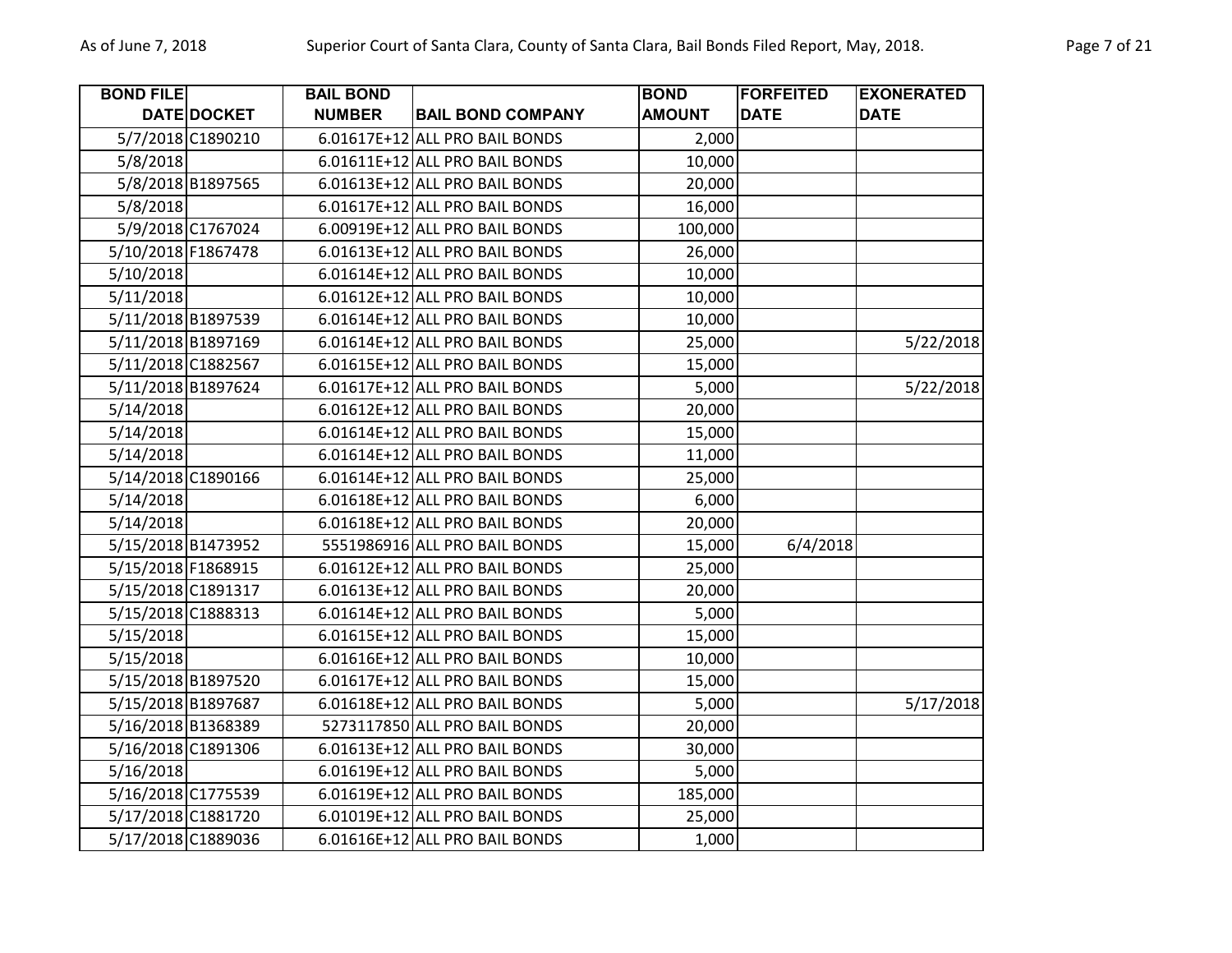| BOND FILE DATE | DOCKET | BAIL BOND NUMBER | BAIL BOND COMPANY | BOND AMOUNT | FORFEITED DATE | EXONERATED DATE |
|---|---|---|---|---|---|---|
| 5/7/2018 | C1890210 | 6.01617E+12 | ALL PRO BAIL BONDS | 2,000 | | |
| 5/8/2018 | | 6.01611E+12 | ALL PRO BAIL BONDS | 10,000 | | |
| 5/8/2018 | B1897565 | 6.01613E+12 | ALL PRO BAIL BONDS | 20,000 | | |
| 5/8/2018 | | 6.01617E+12 | ALL PRO BAIL BONDS | 16,000 | | |
| 5/9/2018 | C1767024 | 6.00919E+12 | ALL PRO BAIL BONDS | 100,000 | | |
| 5/10/2018 | F1867478 | 6.01613E+12 | ALL PRO BAIL BONDS | 26,000 | | |
| 5/10/2018 | | 6.01614E+12 | ALL PRO BAIL BONDS | 10,000 | | |
| 5/11/2018 | | 6.01612E+12 | ALL PRO BAIL BONDS | 10,000 | | |
| 5/11/2018 | B1897539 | 6.01614E+12 | ALL PRO BAIL BONDS | 10,000 | | |
| 5/11/2018 | B1897169 | 6.01614E+12 | ALL PRO BAIL BONDS | 25,000 | | 5/22/2018 |
| 5/11/2018 | C1882567 | 6.01615E+12 | ALL PRO BAIL BONDS | 15,000 | | |
| 5/11/2018 | B1897624 | 6.01617E+12 | ALL PRO BAIL BONDS | 5,000 | | 5/22/2018 |
| 5/14/2018 | | 6.01612E+12 | ALL PRO BAIL BONDS | 20,000 | | |
| 5/14/2018 | | 6.01614E+12 | ALL PRO BAIL BONDS | 15,000 | | |
| 5/14/2018 | | 6.01614E+12 | ALL PRO BAIL BONDS | 11,000 | | |
| 5/14/2018 | C1890166 | 6.01614E+12 | ALL PRO BAIL BONDS | 25,000 | | |
| 5/14/2018 | | 6.01618E+12 | ALL PRO BAIL BONDS | 6,000 | | |
| 5/14/2018 | | 6.01618E+12 | ALL PRO BAIL BONDS | 20,000 | | |
| 5/15/2018 | B1473952 | 5551986916 | ALL PRO BAIL BONDS | 15,000 | 6/4/2018 | |
| 5/15/2018 | F1868915 | 6.01612E+12 | ALL PRO BAIL BONDS | 25,000 | | |
| 5/15/2018 | C1891317 | 6.01613E+12 | ALL PRO BAIL BONDS | 20,000 | | |
| 5/15/2018 | C1888313 | 6.01614E+12 | ALL PRO BAIL BONDS | 5,000 | | |
| 5/15/2018 | | 6.01615E+12 | ALL PRO BAIL BONDS | 15,000 | | |
| 5/15/2018 | | 6.01616E+12 | ALL PRO BAIL BONDS | 10,000 | | |
| 5/15/2018 | B1897520 | 6.01617E+12 | ALL PRO BAIL BONDS | 15,000 | | |
| 5/15/2018 | B1897687 | 6.01618E+12 | ALL PRO BAIL BONDS | 5,000 | | 5/17/2018 |
| 5/16/2018 | B1368389 | 5273117850 | ALL PRO BAIL BONDS | 20,000 | | |
| 5/16/2018 | C1891306 | 6.01613E+12 | ALL PRO BAIL BONDS | 30,000 | | |
| 5/16/2018 | | 6.01619E+12 | ALL PRO BAIL BONDS | 5,000 | | |
| 5/16/2018 | C1775539 | 6.01619E+12 | ALL PRO BAIL BONDS | 185,000 | | |
| 5/17/2018 | C1881720 | 6.01019E+12 | ALL PRO BAIL BONDS | 25,000 | | |
| 5/17/2018 | C1889036 | 6.01616E+12 | ALL PRO BAIL BONDS | 1,000 | | |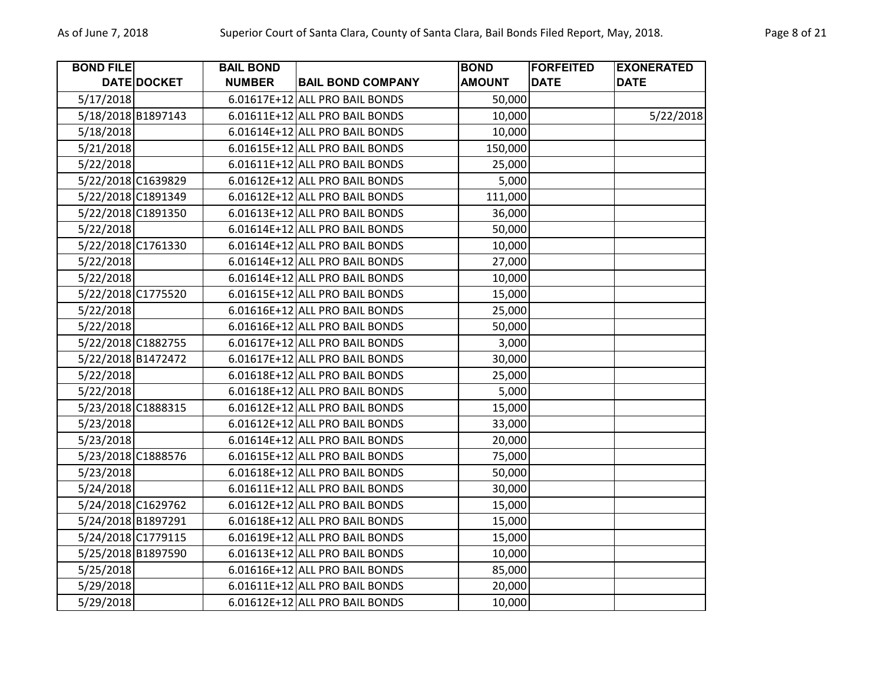| BOND FILE DATE | DOCKET | BAIL BOND NUMBER | BAIL BOND COMPANY | BOND AMOUNT | FORFEITED DATE | EXONERATED DATE |
|---|---|---|---|---|---|---|
| 5/17/2018 | | 6.01617E+12 | ALL PRO BAIL BONDS | 50,000 | | |
| 5/18/2018 | B1897143 | 6.01611E+12 | ALL PRO BAIL BONDS | 10,000 | | 5/22/2018 |
| 5/18/2018 | | 6.01614E+12 | ALL PRO BAIL BONDS | 10,000 | | |
| 5/21/2018 | | 6.01615E+12 | ALL PRO BAIL BONDS | 150,000 | | |
| 5/22/2018 | | 6.01611E+12 | ALL PRO BAIL BONDS | 25,000 | | |
| 5/22/2018 | C1639829 | 6.01612E+12 | ALL PRO BAIL BONDS | 5,000 | | |
| 5/22/2018 | C1891349 | 6.01612E+12 | ALL PRO BAIL BONDS | 111,000 | | |
| 5/22/2018 | C1891350 | 6.01613E+12 | ALL PRO BAIL BONDS | 36,000 | | |
| 5/22/2018 | | 6.01614E+12 | ALL PRO BAIL BONDS | 50,000 | | |
| 5/22/2018 | C1761330 | 6.01614E+12 | ALL PRO BAIL BONDS | 10,000 | | |
| 5/22/2018 | | 6.01614E+12 | ALL PRO BAIL BONDS | 27,000 | | |
| 5/22/2018 | | 6.01614E+12 | ALL PRO BAIL BONDS | 10,000 | | |
| 5/22/2018 | C1775520 | 6.01615E+12 | ALL PRO BAIL BONDS | 15,000 | | |
| 5/22/2018 | | 6.01616E+12 | ALL PRO BAIL BONDS | 25,000 | | |
| 5/22/2018 | | 6.01616E+12 | ALL PRO BAIL BONDS | 50,000 | | |
| 5/22/2018 | C1882755 | 6.01617E+12 | ALL PRO BAIL BONDS | 3,000 | | |
| 5/22/2018 | B1472472 | 6.01617E+12 | ALL PRO BAIL BONDS | 30,000 | | |
| 5/22/2018 | | 6.01618E+12 | ALL PRO BAIL BONDS | 25,000 | | |
| 5/22/2018 | | 6.01618E+12 | ALL PRO BAIL BONDS | 5,000 | | |
| 5/23/2018 | C1888315 | 6.01612E+12 | ALL PRO BAIL BONDS | 15,000 | | |
| 5/23/2018 | | 6.01612E+12 | ALL PRO BAIL BONDS | 33,000 | | |
| 5/23/2018 | | 6.01614E+12 | ALL PRO BAIL BONDS | 20,000 | | |
| 5/23/2018 | C1888576 | 6.01615E+12 | ALL PRO BAIL BONDS | 75,000 | | |
| 5/23/2018 | | 6.01618E+12 | ALL PRO BAIL BONDS | 50,000 | | |
| 5/24/2018 | | 6.01611E+12 | ALL PRO BAIL BONDS | 30,000 | | |
| 5/24/2018 | C1629762 | 6.01612E+12 | ALL PRO BAIL BONDS | 15,000 | | |
| 5/24/2018 | B1897291 | 6.01618E+12 | ALL PRO BAIL BONDS | 15,000 | | |
| 5/24/2018 | C1779115 | 6.01619E+12 | ALL PRO BAIL BONDS | 15,000 | | |
| 5/25/2018 | B1897590 | 6.01613E+12 | ALL PRO BAIL BONDS | 10,000 | | |
| 5/25/2018 | | 6.01616E+12 | ALL PRO BAIL BONDS | 85,000 | | |
| 5/29/2018 | | 6.01611E+12 | ALL PRO BAIL BONDS | 20,000 | | |
| 5/29/2018 | | 6.01612E+12 | ALL PRO BAIL BONDS | 10,000 | | |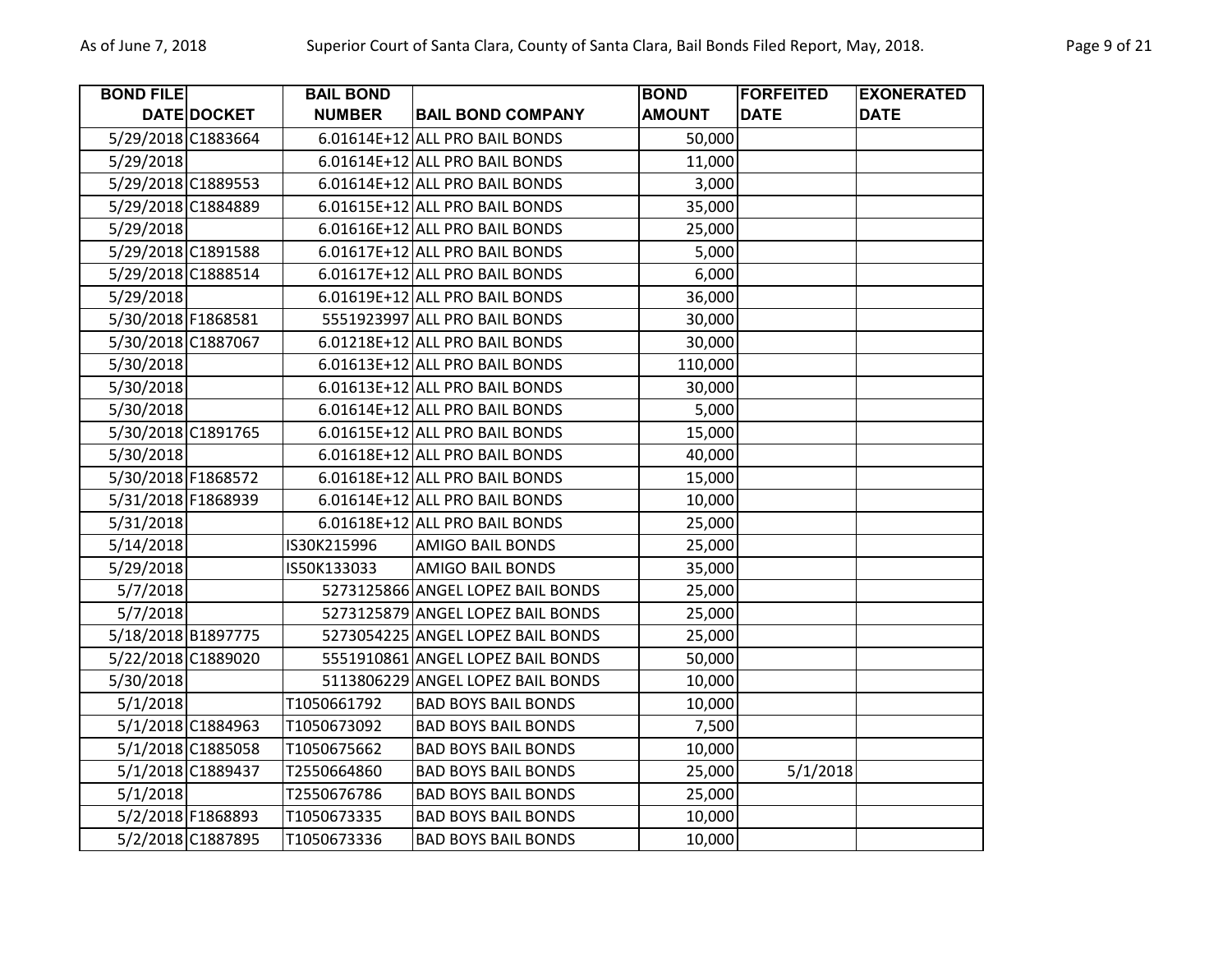| BOND FILE DATE | DOCKET | BAIL BOND NUMBER | BAIL BOND COMPANY | BOND AMOUNT | FORFEITED DATE | EXONERATED DATE |
|---|---|---|---|---|---|---|
| 5/29/2018 | C1883664 | 6.01614E+12 | ALL PRO BAIL BONDS | 50,000 | | |
| 5/29/2018 | | 6.01614E+12 | ALL PRO BAIL BONDS | 11,000 | | |
| 5/29/2018 | C1889553 | 6.01614E+12 | ALL PRO BAIL BONDS | 3,000 | | |
| 5/29/2018 | C1884889 | 6.01615E+12 | ALL PRO BAIL BONDS | 35,000 | | |
| 5/29/2018 | | 6.01616E+12 | ALL PRO BAIL BONDS | 25,000 | | |
| 5/29/2018 | C1891588 | 6.01617E+12 | ALL PRO BAIL BONDS | 5,000 | | |
| 5/29/2018 | C1888514 | 6.01617E+12 | ALL PRO BAIL BONDS | 6,000 | | |
| 5/29/2018 | | 6.01619E+12 | ALL PRO BAIL BONDS | 36,000 | | |
| 5/30/2018 | F1868581 | 5551923997 | ALL PRO BAIL BONDS | 30,000 | | |
| 5/30/2018 | C1887067 | 6.01218E+12 | ALL PRO BAIL BONDS | 30,000 | | |
| 5/30/2018 | | 6.01613E+12 | ALL PRO BAIL BONDS | 110,000 | | |
| 5/30/2018 | | 6.01613E+12 | ALL PRO BAIL BONDS | 30,000 | | |
| 5/30/2018 | | 6.01614E+12 | ALL PRO BAIL BONDS | 5,000 | | |
| 5/30/2018 | C1891765 | 6.01615E+12 | ALL PRO BAIL BONDS | 15,000 | | |
| 5/30/2018 | | 6.01618E+12 | ALL PRO BAIL BONDS | 40,000 | | |
| 5/30/2018 | F1868572 | 6.01618E+12 | ALL PRO BAIL BONDS | 15,000 | | |
| 5/31/2018 | F1868939 | 6.01614E+12 | ALL PRO BAIL BONDS | 10,000 | | |
| 5/31/2018 | | 6.01618E+12 | ALL PRO BAIL BONDS | 25,000 | | |
| 5/14/2018 | | IS30K215996 | AMIGO BAIL BONDS | 25,000 | | |
| 5/29/2018 | | IS50K133033 | AMIGO BAIL BONDS | 35,000 | | |
| 5/7/2018 | | 5273125866 | ANGEL LOPEZ BAIL BONDS | 25,000 | | |
| 5/7/2018 | | 5273125879 | ANGEL LOPEZ BAIL BONDS | 25,000 | | |
| 5/18/2018 | B1897775 | 5273054225 | ANGEL LOPEZ BAIL BONDS | 25,000 | | |
| 5/22/2018 | C1889020 | 5551910861 | ANGEL LOPEZ BAIL BONDS | 50,000 | | |
| 5/30/2018 | | 5113806229 | ANGEL LOPEZ BAIL BONDS | 10,000 | | |
| 5/1/2018 | | T1050661792 | BAD BOYS BAIL BONDS | 10,000 | | |
| 5/1/2018 | C1884963 | T1050673092 | BAD BOYS BAIL BONDS | 7,500 | | |
| 5/1/2018 | C1885058 | T1050675662 | BAD BOYS BAIL BONDS | 10,000 | | |
| 5/1/2018 | C1889437 | T2550664860 | BAD BOYS BAIL BONDS | 25,000 | 5/1/2018 | |
| 5/1/2018 | | T2550676786 | BAD BOYS BAIL BONDS | 25,000 | | |
| 5/2/2018 | F1868893 | T1050673335 | BAD BOYS BAIL BONDS | 10,000 | | |
| 5/2/2018 | C1887895 | T1050673336 | BAD BOYS BAIL BONDS | 10,000 | | |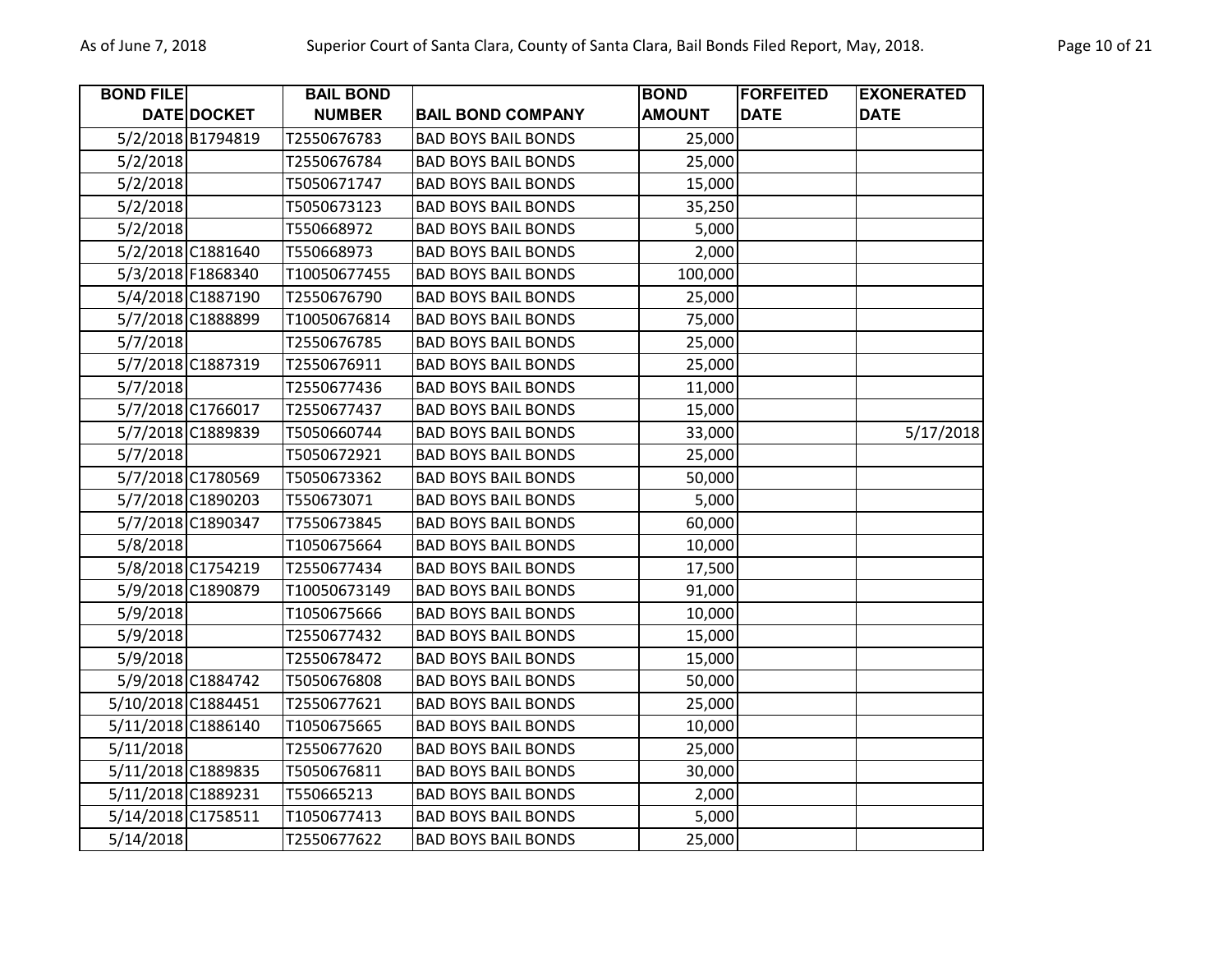| BOND FILE DATE | DOCKET | BAIL BOND NUMBER | BAIL BOND COMPANY | BOND AMOUNT | FORFEITED DATE | EXONERATED DATE |
|---|---|---|---|---|---|---|
| 5/2/2018 | B1794819 | T2550676783 | BAD BOYS BAIL BONDS | 25,000 | | |
| 5/2/2018 | | T2550676784 | BAD BOYS BAIL BONDS | 25,000 | | |
| 5/2/2018 | | T5050671747 | BAD BOYS BAIL BONDS | 15,000 | | |
| 5/2/2018 | | T5050673123 | BAD BOYS BAIL BONDS | 35,250 | | |
| 5/2/2018 | | T550668972 | BAD BOYS BAIL BONDS | 5,000 | | |
| 5/2/2018 | C1881640 | T550668973 | BAD BOYS BAIL BONDS | 2,000 | | |
| 5/3/2018 | F1868340 | T10050677455 | BAD BOYS BAIL BONDS | 100,000 | | |
| 5/4/2018 | C1887190 | T2550676790 | BAD BOYS BAIL BONDS | 25,000 | | |
| 5/7/2018 | C1888899 | T10050676814 | BAD BOYS BAIL BONDS | 75,000 | | |
| 5/7/2018 | | T2550676785 | BAD BOYS BAIL BONDS | 25,000 | | |
| 5/7/2018 | C1887319 | T2550676911 | BAD BOYS BAIL BONDS | 25,000 | | |
| 5/7/2018 | | T2550677436 | BAD BOYS BAIL BONDS | 11,000 | | |
| 5/7/2018 | C1766017 | T2550677437 | BAD BOYS BAIL BONDS | 15,000 | | |
| 5/7/2018 | C1889839 | T5050660744 | BAD BOYS BAIL BONDS | 33,000 | | 5/17/2018 |
| 5/7/2018 | | T5050672921 | BAD BOYS BAIL BONDS | 25,000 | | |
| 5/7/2018 | C1780569 | T5050673362 | BAD BOYS BAIL BONDS | 50,000 | | |
| 5/7/2018 | C1890203 | T550673071 | BAD BOYS BAIL BONDS | 5,000 | | |
| 5/7/2018 | C1890347 | T7550673845 | BAD BOYS BAIL BONDS | 60,000 | | |
| 5/8/2018 | | T1050675664 | BAD BOYS BAIL BONDS | 10,000 | | |
| 5/8/2018 | C1754219 | T2550677434 | BAD BOYS BAIL BONDS | 17,500 | | |
| 5/9/2018 | C1890879 | T10050673149 | BAD BOYS BAIL BONDS | 91,000 | | |
| 5/9/2018 | | T1050675666 | BAD BOYS BAIL BONDS | 10,000 | | |
| 5/9/2018 | | T2550677432 | BAD BOYS BAIL BONDS | 15,000 | | |
| 5/9/2018 | | T2550678472 | BAD BOYS BAIL BONDS | 15,000 | | |
| 5/9/2018 | C1884742 | T5050676808 | BAD BOYS BAIL BONDS | 50,000 | | |
| 5/10/2018 | C1884451 | T2550677621 | BAD BOYS BAIL BONDS | 25,000 | | |
| 5/11/2018 | C1886140 | T1050675665 | BAD BOYS BAIL BONDS | 10,000 | | |
| 5/11/2018 | | T2550677620 | BAD BOYS BAIL BONDS | 25,000 | | |
| 5/11/2018 | C1889835 | T5050676811 | BAD BOYS BAIL BONDS | 30,000 | | |
| 5/11/2018 | C1889231 | T550665213 | BAD BOYS BAIL BONDS | 2,000 | | |
| 5/14/2018 | C1758511 | T1050677413 | BAD BOYS BAIL BONDS | 5,000 | | |
| 5/14/2018 | | T2550677622 | BAD BOYS BAIL BONDS | 25,000 | | |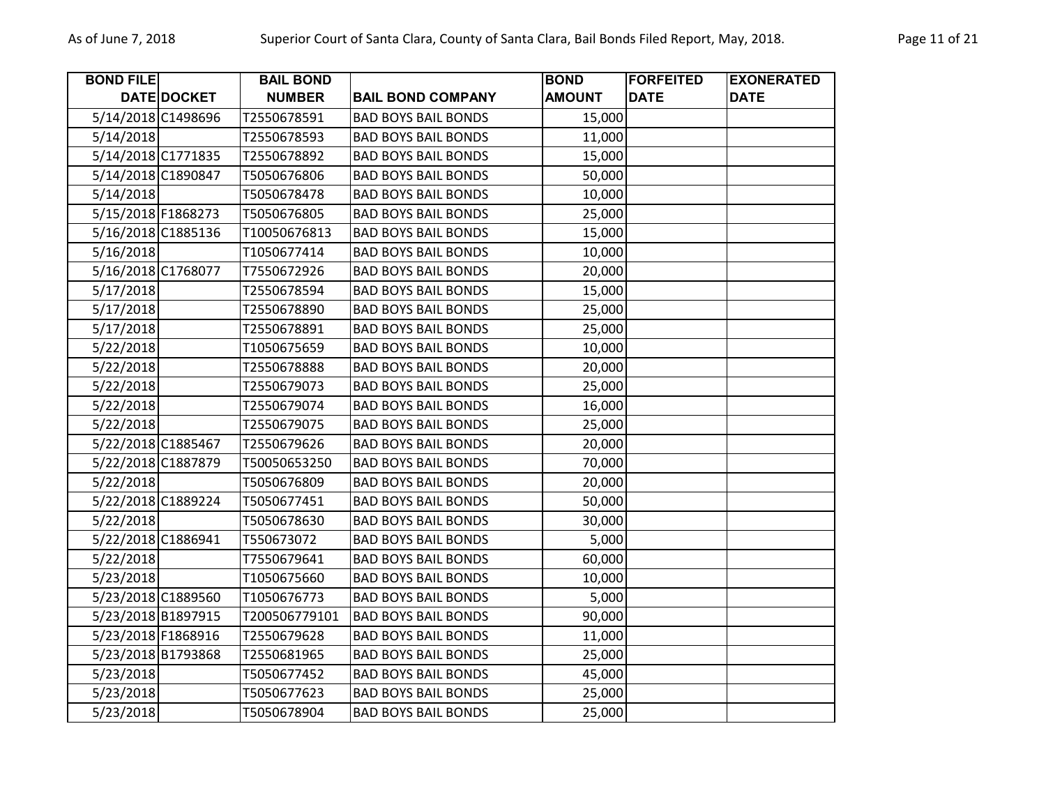| BOND FILE DATE | DOCKET | BAIL BOND NUMBER | BAIL BOND COMPANY | BOND AMOUNT | FORFEITED DATE | EXONERATED DATE |
|---|---|---|---|---|---|---|
| 5/14/2018 | C1498696 | T2550678591 | BAD BOYS BAIL BONDS | 15,000 | | |
| 5/14/2018 | | T2550678593 | BAD BOYS BAIL BONDS | 11,000 | | |
| 5/14/2018 | C1771835 | T2550678892 | BAD BOYS BAIL BONDS | 15,000 | | |
| 5/14/2018 | C1890847 | T5050676806 | BAD BOYS BAIL BONDS | 50,000 | | |
| 5/14/2018 | | T5050678478 | BAD BOYS BAIL BONDS | 10,000 | | |
| 5/15/2018 | F1868273 | T5050676805 | BAD BOYS BAIL BONDS | 25,000 | | |
| 5/16/2018 | C1885136 | T10050676813 | BAD BOYS BAIL BONDS | 15,000 | | |
| 5/16/2018 | | T1050677414 | BAD BOYS BAIL BONDS | 10,000 | | |
| 5/16/2018 | C1768077 | T7550672926 | BAD BOYS BAIL BONDS | 20,000 | | |
| 5/17/2018 | | T2550678594 | BAD BOYS BAIL BONDS | 15,000 | | |
| 5/17/2018 | | T2550678890 | BAD BOYS BAIL BONDS | 25,000 | | |
| 5/17/2018 | | T2550678891 | BAD BOYS BAIL BONDS | 25,000 | | |
| 5/22/2018 | | T1050675659 | BAD BOYS BAIL BONDS | 10,000 | | |
| 5/22/2018 | | T2550678888 | BAD BOYS BAIL BONDS | 20,000 | | |
| 5/22/2018 | | T2550679073 | BAD BOYS BAIL BONDS | 25,000 | | |
| 5/22/2018 | | T2550679074 | BAD BOYS BAIL BONDS | 16,000 | | |
| 5/22/2018 | | T2550679075 | BAD BOYS BAIL BONDS | 25,000 | | |
| 5/22/2018 | C1885467 | T2550679626 | BAD BOYS BAIL BONDS | 20,000 | | |
| 5/22/2018 | C1887879 | T50050653250 | BAD BOYS BAIL BONDS | 70,000 | | |
| 5/22/2018 | | T5050676809 | BAD BOYS BAIL BONDS | 20,000 | | |
| 5/22/2018 | C1889224 | T5050677451 | BAD BOYS BAIL BONDS | 50,000 | | |
| 5/22/2018 | | T5050678630 | BAD BOYS BAIL BONDS | 30,000 | | |
| 5/22/2018 | C1886941 | T550673072 | BAD BOYS BAIL BONDS | 5,000 | | |
| 5/22/2018 | | T7550679641 | BAD BOYS BAIL BONDS | 60,000 | | |
| 5/23/2018 | | T1050675660 | BAD BOYS BAIL BONDS | 10,000 | | |
| 5/23/2018 | C1889560 | T1050676773 | BAD BOYS BAIL BONDS | 5,000 | | |
| 5/23/2018 | B1897915 | T200506779101 | BAD BOYS BAIL BONDS | 90,000 | | |
| 5/23/2018 | F1868916 | T2550679628 | BAD BOYS BAIL BONDS | 11,000 | | |
| 5/23/2018 | B1793868 | T2550681965 | BAD BOYS BAIL BONDS | 25,000 | | |
| 5/23/2018 | | T5050677452 | BAD BOYS BAIL BONDS | 45,000 | | |
| 5/23/2018 | | T5050677623 | BAD BOYS BAIL BONDS | 25,000 | | |
| 5/23/2018 | | T5050678904 | BAD BOYS BAIL BONDS | 25,000 | | |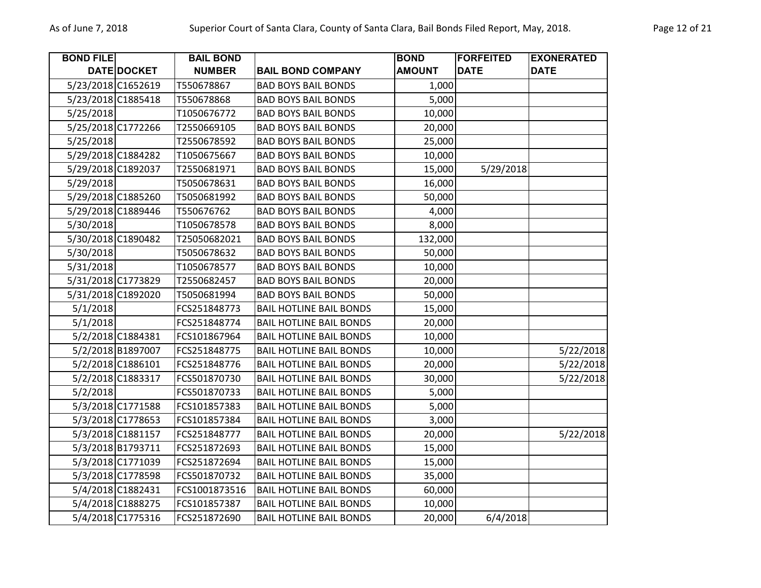| BOND FILE DATE | DOCKET | BAIL BOND NUMBER | BAIL BOND COMPANY | BOND AMOUNT | FORFEITED DATE | EXONERATED DATE |
|---|---|---|---|---|---|---|
| 5/23/2018 | C1652619 | T550678867 | BAD BOYS BAIL BONDS | 1,000 | | |
| 5/23/2018 | C1885418 | T550678868 | BAD BOYS BAIL BONDS | 5,000 | | |
| 5/25/2018 | | T1050676772 | BAD BOYS BAIL BONDS | 10,000 | | |
| 5/25/2018 | C1772266 | T2550669105 | BAD BOYS BAIL BONDS | 20,000 | | |
| 5/25/2018 | | T2550678592 | BAD BOYS BAIL BONDS | 25,000 | | |
| 5/29/2018 | C1884282 | T1050675667 | BAD BOYS BAIL BONDS | 10,000 | | |
| 5/29/2018 | C1892037 | T2550681971 | BAD BOYS BAIL BONDS | 15,000 | 5/29/2018 | |
| 5/29/2018 | | T5050678631 | BAD BOYS BAIL BONDS | 16,000 | | |
| 5/29/2018 | C1885260 | T5050681992 | BAD BOYS BAIL BONDS | 50,000 | | |
| 5/29/2018 | C1889446 | T550676762 | BAD BOYS BAIL BONDS | 4,000 | | |
| 5/30/2018 | | T1050678578 | BAD BOYS BAIL BONDS | 8,000 | | |
| 5/30/2018 | C1890482 | T25050682021 | BAD BOYS BAIL BONDS | 132,000 | | |
| 5/30/2018 | | T5050678632 | BAD BOYS BAIL BONDS | 50,000 | | |
| 5/31/2018 | | T1050678577 | BAD BOYS BAIL BONDS | 10,000 | | |
| 5/31/2018 | C1773829 | T2550682457 | BAD BOYS BAIL BONDS | 20,000 | | |
| 5/31/2018 | C1892020 | T5050681994 | BAD BOYS BAIL BONDS | 50,000 | | |
| 5/1/2018 | | FCS251848773 | BAIL HOTLINE BAIL BONDS | 15,000 | | |
| 5/1/2018 | | FCS251848774 | BAIL HOTLINE BAIL BONDS | 20,000 | | |
| 5/2/2018 | C1884381 | FCS101867964 | BAIL HOTLINE BAIL BONDS | 10,000 | | |
| 5/2/2018 | B1897007 | FCS251848775 | BAIL HOTLINE BAIL BONDS | 10,000 | | 5/22/2018 |
| 5/2/2018 | C1886101 | FCS251848776 | BAIL HOTLINE BAIL BONDS | 20,000 | | 5/22/2018 |
| 5/2/2018 | C1883317 | FCS501870730 | BAIL HOTLINE BAIL BONDS | 30,000 | | 5/22/2018 |
| 5/2/2018 | | FCS501870733 | BAIL HOTLINE BAIL BONDS | 5,000 | | |
| 5/3/2018 | C1771588 | FCS101857383 | BAIL HOTLINE BAIL BONDS | 5,000 | | |
| 5/3/2018 | C1778653 | FCS101857384 | BAIL HOTLINE BAIL BONDS | 3,000 | | |
| 5/3/2018 | C1881157 | FCS251848777 | BAIL HOTLINE BAIL BONDS | 20,000 | | 5/22/2018 |
| 5/3/2018 | B1793711 | FCS251872693 | BAIL HOTLINE BAIL BONDS | 15,000 | | |
| 5/3/2018 | C1771039 | FCS251872694 | BAIL HOTLINE BAIL BONDS | 15,000 | | |
| 5/3/2018 | C1778598 | FCS501870732 | BAIL HOTLINE BAIL BONDS | 35,000 | | |
| 5/4/2018 | C1882431 | FCS1001873516 | BAIL HOTLINE BAIL BONDS | 60,000 | | |
| 5/4/2018 | C1888275 | FCS101857387 | BAIL HOTLINE BAIL BONDS | 10,000 | | |
| 5/4/2018 | C1775316 | FCS251872690 | BAIL HOTLINE BAIL BONDS | 20,000 | 6/4/2018 | |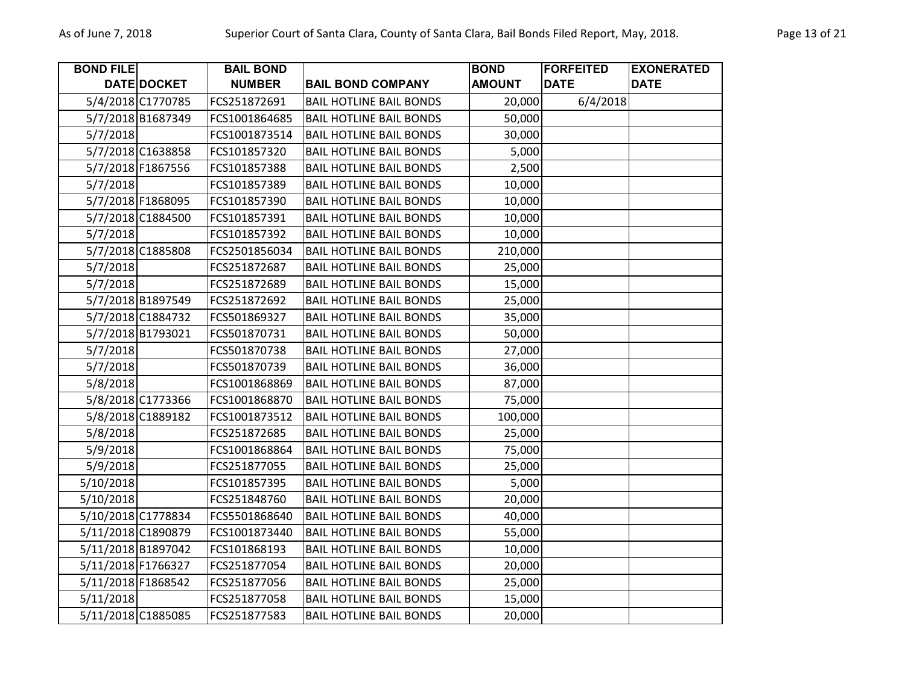| BOND FILE DATE | DOCKET | BAIL BOND NUMBER | BAIL BOND COMPANY | BOND AMOUNT | FORFEITED DATE | EXONERATED DATE |
|---|---|---|---|---|---|---|
| 5/4/2018 | C1770785 | FCS251872691 | BAIL HOTLINE BAIL BONDS | 20,000 | 6/4/2018 | |
| 5/7/2018 | B1687349 | FCS1001864685 | BAIL HOTLINE BAIL BONDS | 50,000 | | |
| 5/7/2018 | | FCS1001873514 | BAIL HOTLINE BAIL BONDS | 30,000 | | |
| 5/7/2018 | C1638858 | FCS101857320 | BAIL HOTLINE BAIL BONDS | 5,000 | | |
| 5/7/2018 | F1867556 | FCS101857388 | BAIL HOTLINE BAIL BONDS | 2,500 | | |
| 5/7/2018 | | FCS101857389 | BAIL HOTLINE BAIL BONDS | 10,000 | | |
| 5/7/2018 | F1868095 | FCS101857390 | BAIL HOTLINE BAIL BONDS | 10,000 | | |
| 5/7/2018 | C1884500 | FCS101857391 | BAIL HOTLINE BAIL BONDS | 10,000 | | |
| 5/7/2018 | | FCS101857392 | BAIL HOTLINE BAIL BONDS | 10,000 | | |
| 5/7/2018 | C1885808 | FCS2501856034 | BAIL HOTLINE BAIL BONDS | 210,000 | | |
| 5/7/2018 | | FCS251872687 | BAIL HOTLINE BAIL BONDS | 25,000 | | |
| 5/7/2018 | | FCS251872689 | BAIL HOTLINE BAIL BONDS | 15,000 | | |
| 5/7/2018 | B1897549 | FCS251872692 | BAIL HOTLINE BAIL BONDS | 25,000 | | |
| 5/7/2018 | C1884732 | FCS501869327 | BAIL HOTLINE BAIL BONDS | 35,000 | | |
| 5/7/2018 | B1793021 | FCS501870731 | BAIL HOTLINE BAIL BONDS | 50,000 | | |
| 5/7/2018 | | FCS501870738 | BAIL HOTLINE BAIL BONDS | 27,000 | | |
| 5/7/2018 | | FCS501870739 | BAIL HOTLINE BAIL BONDS | 36,000 | | |
| 5/8/2018 | | FCS1001868869 | BAIL HOTLINE BAIL BONDS | 87,000 | | |
| 5/8/2018 | C1773366 | FCS1001868870 | BAIL HOTLINE BAIL BONDS | 75,000 | | |
| 5/8/2018 | C1889182 | FCS1001873512 | BAIL HOTLINE BAIL BONDS | 100,000 | | |
| 5/8/2018 | | FCS251872685 | BAIL HOTLINE BAIL BONDS | 25,000 | | |
| 5/9/2018 | | FCS1001868864 | BAIL HOTLINE BAIL BONDS | 75,000 | | |
| 5/9/2018 | | FCS251877055 | BAIL HOTLINE BAIL BONDS | 25,000 | | |
| 5/10/2018 | | FCS101857395 | BAIL HOTLINE BAIL BONDS | 5,000 | | |
| 5/10/2018 | | FCS251848760 | BAIL HOTLINE BAIL BONDS | 20,000 | | |
| 5/10/2018 | C1778834 | FCS5501868640 | BAIL HOTLINE BAIL BONDS | 40,000 | | |
| 5/11/2018 | C1890879 | FCS1001873440 | BAIL HOTLINE BAIL BONDS | 55,000 | | |
| 5/11/2018 | B1897042 | FCS101868193 | BAIL HOTLINE BAIL BONDS | 10,000 | | |
| 5/11/2018 | F1766327 | FCS251877054 | BAIL HOTLINE BAIL BONDS | 20,000 | | |
| 5/11/2018 | F1868542 | FCS251877056 | BAIL HOTLINE BAIL BONDS | 25,000 | | |
| 5/11/2018 | | FCS251877058 | BAIL HOTLINE BAIL BONDS | 15,000 | | |
| 5/11/2018 | C1885085 | FCS251877583 | BAIL HOTLINE BAIL BONDS | 20,000 | | |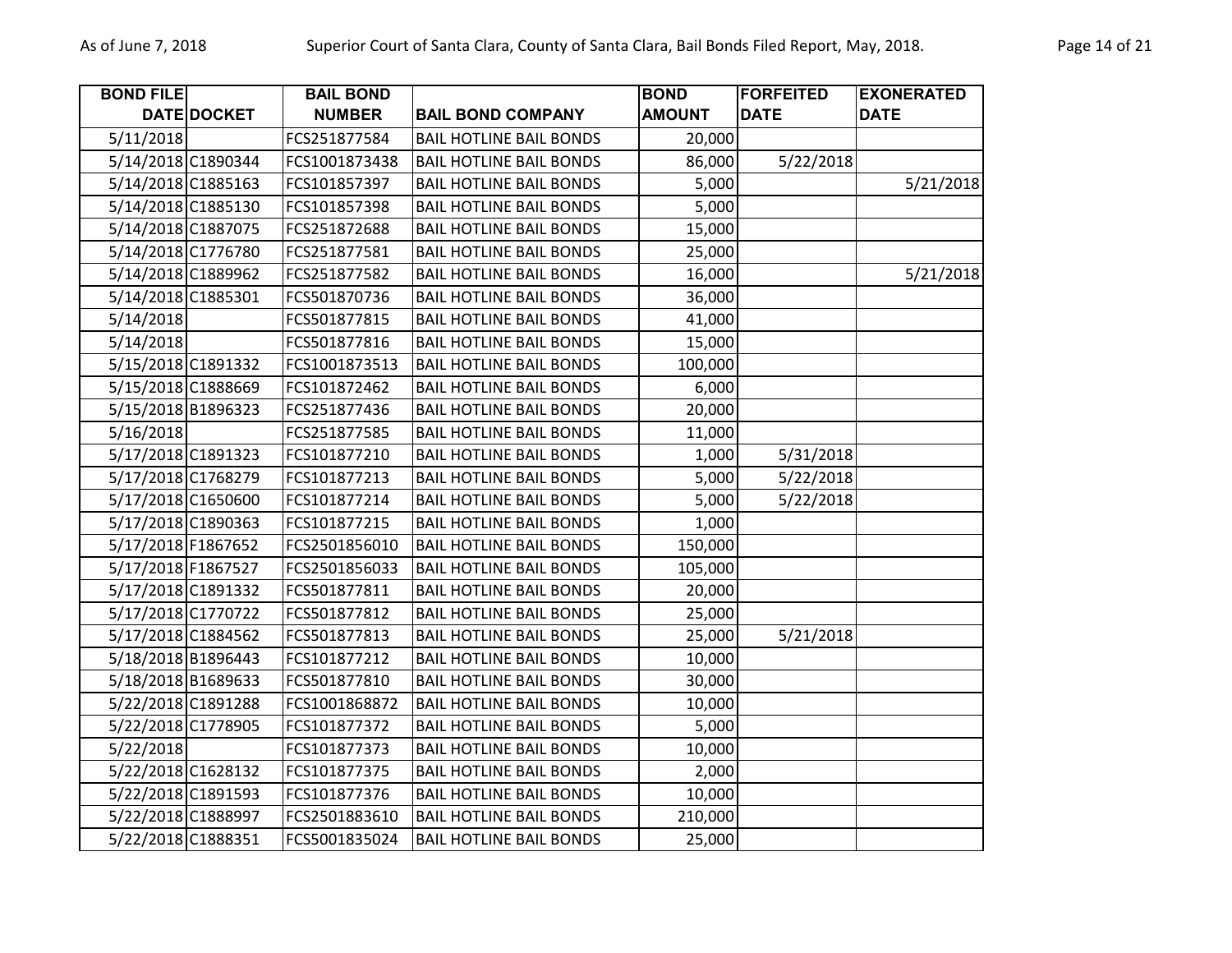| BOND FILE DATE | DOCKET | BAIL BOND NUMBER | BAIL BOND COMPANY | BOND AMOUNT | FORFEITED DATE | EXONERATED DATE |
|---|---|---|---|---|---|---|
| 5/11/2018 | | FCS251877584 | BAIL HOTLINE BAIL BONDS | 20,000 | | |
| 5/14/2018 | C1890344 | FCS1001873438 | BAIL HOTLINE BAIL BONDS | 86,000 | 5/22/2018 | |
| 5/14/2018 | C1885163 | FCS101857397 | BAIL HOTLINE BAIL BONDS | 5,000 | | 5/21/2018 |
| 5/14/2018 | C1885130 | FCS101857398 | BAIL HOTLINE BAIL BONDS | 5,000 | | |
| 5/14/2018 | C1887075 | FCS251872688 | BAIL HOTLINE BAIL BONDS | 15,000 | | |
| 5/14/2018 | C1776780 | FCS251877581 | BAIL HOTLINE BAIL BONDS | 25,000 | | |
| 5/14/2018 | C1889962 | FCS251877582 | BAIL HOTLINE BAIL BONDS | 16,000 | | 5/21/2018 |
| 5/14/2018 | C1885301 | FCS501870736 | BAIL HOTLINE BAIL BONDS | 36,000 | | |
| 5/14/2018 | | FCS501877815 | BAIL HOTLINE BAIL BONDS | 41,000 | | |
| 5/14/2018 | | FCS501877816 | BAIL HOTLINE BAIL BONDS | 15,000 | | |
| 5/15/2018 | C1891332 | FCS1001873513 | BAIL HOTLINE BAIL BONDS | 100,000 | | |
| 5/15/2018 | C1888669 | FCS101872462 | BAIL HOTLINE BAIL BONDS | 6,000 | | |
| 5/15/2018 | B1896323 | FCS251877436 | BAIL HOTLINE BAIL BONDS | 20,000 | | |
| 5/16/2018 | | FCS251877585 | BAIL HOTLINE BAIL BONDS | 11,000 | | |
| 5/17/2018 | C1891323 | FCS101877210 | BAIL HOTLINE BAIL BONDS | 1,000 | 5/31/2018 | |
| 5/17/2018 | C1768279 | FCS101877213 | BAIL HOTLINE BAIL BONDS | 5,000 | 5/22/2018 | |
| 5/17/2018 | C1650600 | FCS101877214 | BAIL HOTLINE BAIL BONDS | 5,000 | 5/22/2018 | |
| 5/17/2018 | C1890363 | FCS101877215 | BAIL HOTLINE BAIL BONDS | 1,000 | | |
| 5/17/2018 | F1867652 | FCS2501856010 | BAIL HOTLINE BAIL BONDS | 150,000 | | |
| 5/17/2018 | F1867527 | FCS2501856033 | BAIL HOTLINE BAIL BONDS | 105,000 | | |
| 5/17/2018 | C1891332 | FCS501877811 | BAIL HOTLINE BAIL BONDS | 20,000 | | |
| 5/17/2018 | C1770722 | FCS501877812 | BAIL HOTLINE BAIL BONDS | 25,000 | | |
| 5/17/2018 | C1884562 | FCS501877813 | BAIL HOTLINE BAIL BONDS | 25,000 | 5/21/2018 | |
| 5/18/2018 | B1896443 | FCS101877212 | BAIL HOTLINE BAIL BONDS | 10,000 | | |
| 5/18/2018 | B1689633 | FCS501877810 | BAIL HOTLINE BAIL BONDS | 30,000 | | |
| 5/22/2018 | C1891288 | FCS1001868872 | BAIL HOTLINE BAIL BONDS | 10,000 | | |
| 5/22/2018 | C1778905 | FCS101877372 | BAIL HOTLINE BAIL BONDS | 5,000 | | |
| 5/22/2018 | | FCS101877373 | BAIL HOTLINE BAIL BONDS | 10,000 | | |
| 5/22/2018 | C1628132 | FCS101877375 | BAIL HOTLINE BAIL BONDS | 2,000 | | |
| 5/22/2018 | C1891593 | FCS101877376 | BAIL HOTLINE BAIL BONDS | 10,000 | | |
| 5/22/2018 | C1888997 | FCS2501883610 | BAIL HOTLINE BAIL BONDS | 210,000 | | |
| 5/22/2018 | C1888351 | FCS5001835024 | BAIL HOTLINE BAIL BONDS | 25,000 | | |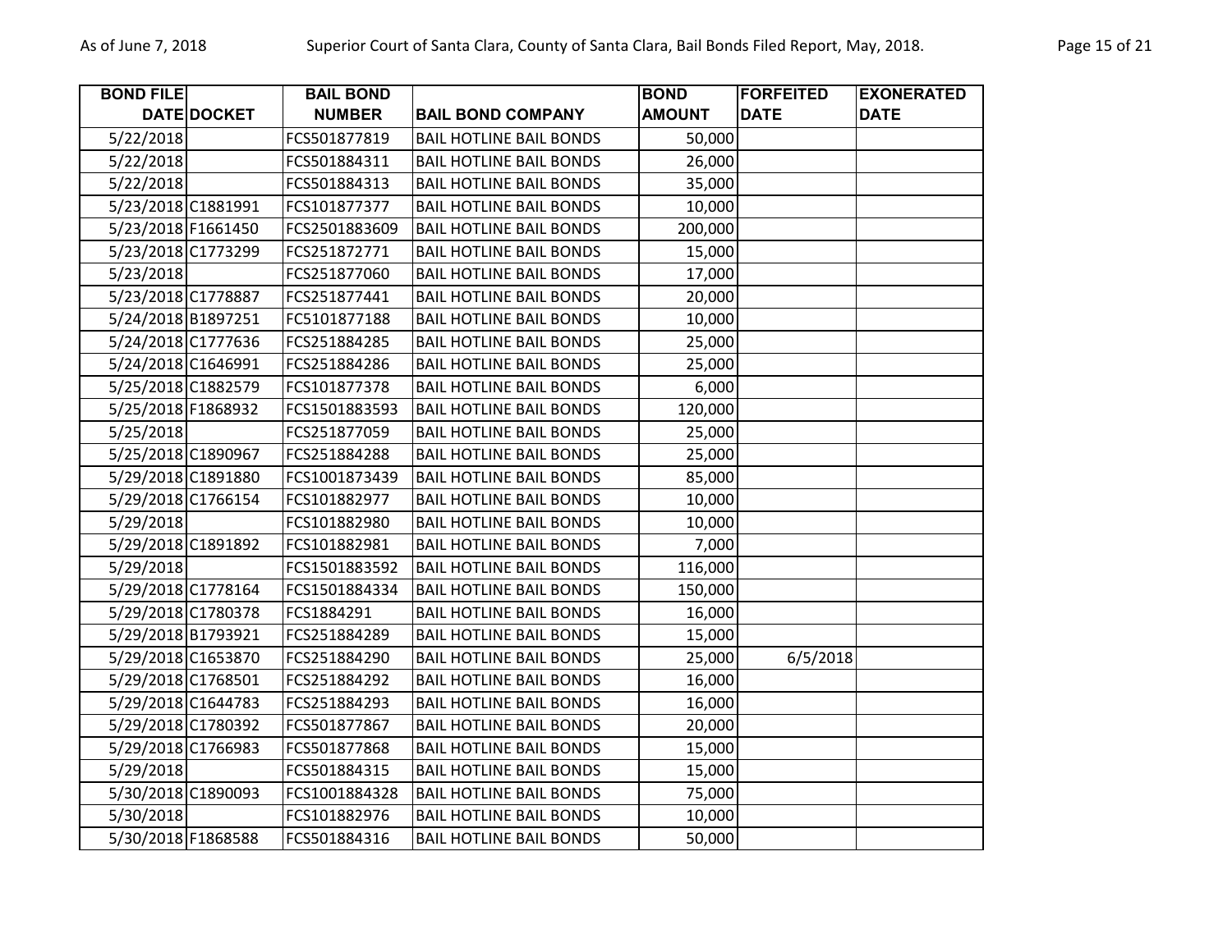| BOND FILE DATE | DOCKET | BAIL BOND NUMBER | BAIL BOND COMPANY | BOND AMOUNT | FORFEITED DATE | EXONERATED DATE |
|---|---|---|---|---|---|---|
| 5/22/2018 | | FCS501877819 | BAIL HOTLINE BAIL BONDS | 50,000 | | |
| 5/22/2018 | | FCS501884311 | BAIL HOTLINE BAIL BONDS | 26,000 | | |
| 5/22/2018 | | FCS501884313 | BAIL HOTLINE BAIL BONDS | 35,000 | | |
| 5/23/2018 | C1881991 | FCS101877377 | BAIL HOTLINE BAIL BONDS | 10,000 | | |
| 5/23/2018 | F1661450 | FCS2501883609 | BAIL HOTLINE BAIL BONDS | 200,000 | | |
| 5/23/2018 | C1773299 | FCS251872771 | BAIL HOTLINE BAIL BONDS | 15,000 | | |
| 5/23/2018 | | FCS251877060 | BAIL HOTLINE BAIL BONDS | 17,000 | | |
| 5/23/2018 | C1778887 | FCS251877441 | BAIL HOTLINE BAIL BONDS | 20,000 | | |
| 5/24/2018 | B1897251 | FC5101877188 | BAIL HOTLINE BAIL BONDS | 10,000 | | |
| 5/24/2018 | C1777636 | FCS251884285 | BAIL HOTLINE BAIL BONDS | 25,000 | | |
| 5/24/2018 | C1646991 | FCS251884286 | BAIL HOTLINE BAIL BONDS | 25,000 | | |
| 5/25/2018 | C1882579 | FCS101877378 | BAIL HOTLINE BAIL BONDS | 6,000 | | |
| 5/25/2018 | F1868932 | FCS1501883593 | BAIL HOTLINE BAIL BONDS | 120,000 | | |
| 5/25/2018 | | FCS251877059 | BAIL HOTLINE BAIL BONDS | 25,000 | | |
| 5/25/2018 | C1890967 | FCS251884288 | BAIL HOTLINE BAIL BONDS | 25,000 | | |
| 5/29/2018 | C1891880 | FCS1001873439 | BAIL HOTLINE BAIL BONDS | 85,000 | | |
| 5/29/2018 | C1766154 | FCS101882977 | BAIL HOTLINE BAIL BONDS | 10,000 | | |
| 5/29/2018 | | FCS101882980 | BAIL HOTLINE BAIL BONDS | 10,000 | | |
| 5/29/2018 | C1891892 | FCS101882981 | BAIL HOTLINE BAIL BONDS | 7,000 | | |
| 5/29/2018 | | FCS1501883592 | BAIL HOTLINE BAIL BONDS | 116,000 | | |
| 5/29/2018 | C1778164 | FCS1501884334 | BAIL HOTLINE BAIL BONDS | 150,000 | | |
| 5/29/2018 | C1780378 | FCS1884291 | BAIL HOTLINE BAIL BONDS | 16,000 | | |
| 5/29/2018 | B1793921 | FCS251884289 | BAIL HOTLINE BAIL BONDS | 15,000 | | |
| 5/29/2018 | C1653870 | FCS251884290 | BAIL HOTLINE BAIL BONDS | 25,000 | 6/5/2018 | |
| 5/29/2018 | C1768501 | FCS251884292 | BAIL HOTLINE BAIL BONDS | 16,000 | | |
| 5/29/2018 | C1644783 | FCS251884293 | BAIL HOTLINE BAIL BONDS | 16,000 | | |
| 5/29/2018 | C1780392 | FCS501877867 | BAIL HOTLINE BAIL BONDS | 20,000 | | |
| 5/29/2018 | C1766983 | FCS501877868 | BAIL HOTLINE BAIL BONDS | 15,000 | | |
| 5/29/2018 | | FCS501884315 | BAIL HOTLINE BAIL BONDS | 15,000 | | |
| 5/30/2018 | C1890093 | FCS1001884328 | BAIL HOTLINE BAIL BONDS | 75,000 | | |
| 5/30/2018 | | FCS101882976 | BAIL HOTLINE BAIL BONDS | 10,000 | | |
| 5/30/2018 | F1868588 | FCS501884316 | BAIL HOTLINE BAIL BONDS | 50,000 | | |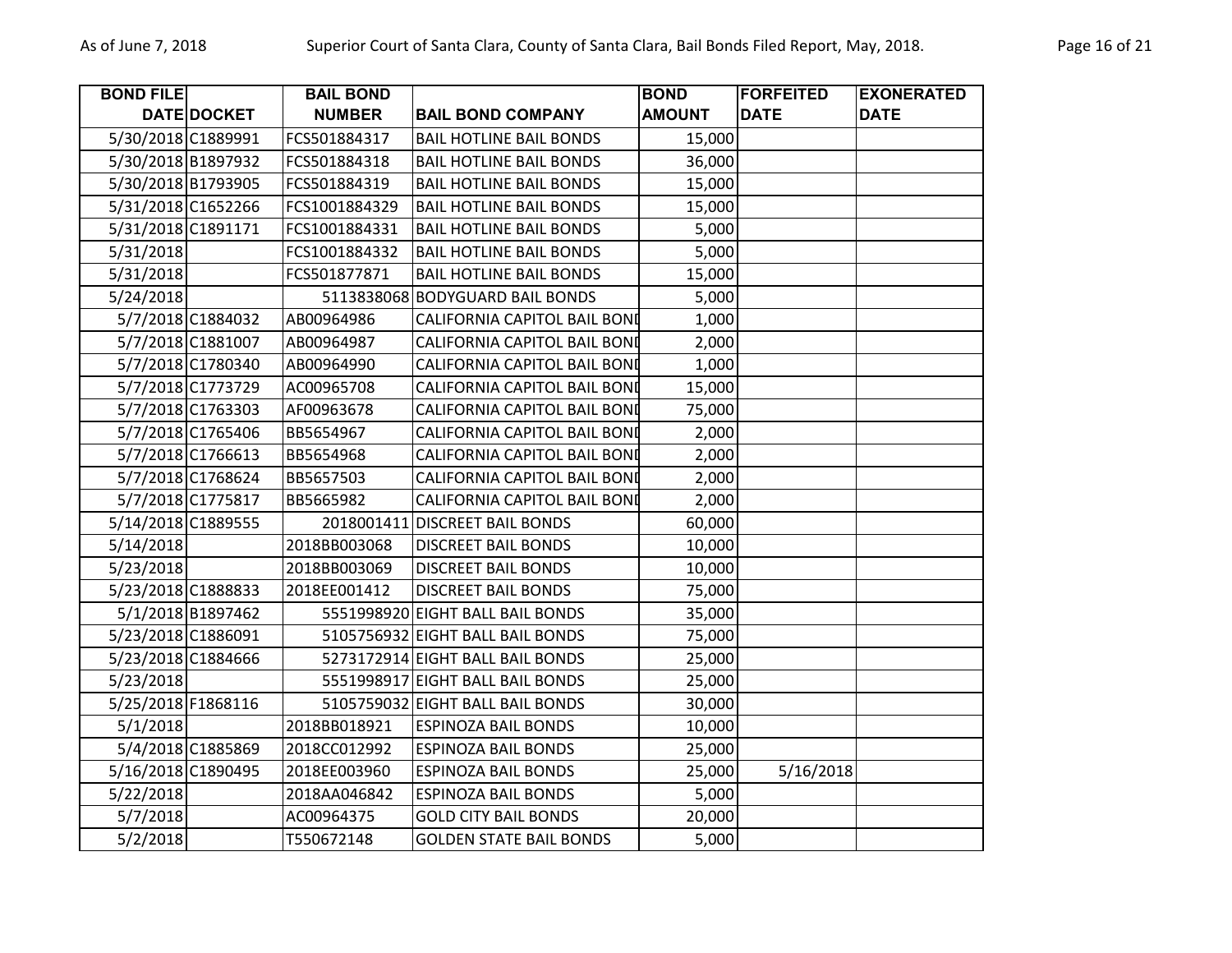| BOND FILE DATE | DOCKET | BAIL BOND NUMBER | BAIL BOND COMPANY | BOND AMOUNT | FORFEITED DATE | EXONERATED DATE |
|---|---|---|---|---|---|---|
| 5/30/2018 | C1889991 | FCS501884317 | BAIL HOTLINE BAIL BONDS | 15,000 | | |
| 5/30/2018 | B1897932 | FCS501884318 | BAIL HOTLINE BAIL BONDS | 36,000 | | |
| 5/30/2018 | B1793905 | FCS501884319 | BAIL HOTLINE BAIL BONDS | 15,000 | | |
| 5/31/2018 | C1652266 | FCS1001884329 | BAIL HOTLINE BAIL BONDS | 15,000 | | |
| 5/31/2018 | C1891171 | FCS1001884331 | BAIL HOTLINE BAIL BONDS | 5,000 | | |
| 5/31/2018 | | FCS1001884332 | BAIL HOTLINE BAIL BONDS | 5,000 | | |
| 5/31/2018 | | FCS501877871 | BAIL HOTLINE BAIL BONDS | 15,000 | | |
| 5/24/2018 | | 5113838068 | BODYGUARD BAIL BONDS | 5,000 | | |
| 5/7/2018 | C1884032 | AB00964986 | CALIFORNIA CAPITOL BAIL BOND | 1,000 | | |
| 5/7/2018 | C1881007 | AB00964987 | CALIFORNIA CAPITOL BAIL BOND | 2,000 | | |
| 5/7/2018 | C1780340 | AB00964990 | CALIFORNIA CAPITOL BAIL BOND | 1,000 | | |
| 5/7/2018 | C1773729 | AC00965708 | CALIFORNIA CAPITOL BAIL BOND | 15,000 | | |
| 5/7/2018 | C1763303 | AF00963678 | CALIFORNIA CAPITOL BAIL BOND | 75,000 | | |
| 5/7/2018 | C1765406 | BB5654967 | CALIFORNIA CAPITOL BAIL BOND | 2,000 | | |
| 5/7/2018 | C1766613 | BB5654968 | CALIFORNIA CAPITOL BAIL BOND | 2,000 | | |
| 5/7/2018 | C1768624 | BB5657503 | CALIFORNIA CAPITOL BAIL BOND | 2,000 | | |
| 5/7/2018 | C1775817 | BB5665982 | CALIFORNIA CAPITOL BAIL BOND | 2,000 | | |
| 5/14/2018 | C1889555 | 2018001411 | DISCREET BAIL BONDS | 60,000 | | |
| 5/14/2018 | | 2018BB003068 | DISCREET BAIL BONDS | 10,000 | | |
| 5/23/2018 | | 2018BB003069 | DISCREET BAIL BONDS | 10,000 | | |
| 5/23/2018 | C1888833 | 2018EE001412 | DISCREET BAIL BONDS | 75,000 | | |
| 5/1/2018 | B1897462 | 5551998920 | EIGHT BALL BAIL BONDS | 35,000 | | |
| 5/23/2018 | C1886091 | 5105756932 | EIGHT BALL BAIL BONDS | 75,000 | | |
| 5/23/2018 | C1884666 | 5273172914 | EIGHT BALL BAIL BONDS | 25,000 | | |
| 5/23/2018 | | 5551998917 | EIGHT BALL BAIL BONDS | 25,000 | | |
| 5/25/2018 | F1868116 | 5105759032 | EIGHT BALL BAIL BONDS | 30,000 | | |
| 5/1/2018 | | 2018BB018921 | ESPINOZA BAIL BONDS | 10,000 | | |
| 5/4/2018 | C1885869 | 2018CC012992 | ESPINOZA BAIL BONDS | 25,000 | | |
| 5/16/2018 | C1890495 | 2018EE003960 | ESPINOZA BAIL BONDS | 25,000 | 5/16/2018 | |
| 5/22/2018 | | 2018AA046842 | ESPINOZA BAIL BONDS | 5,000 | | |
| 5/7/2018 | | AC00964375 | GOLD CITY BAIL BONDS | 20,000 | | |
| 5/2/2018 | | T550672148 | GOLDEN STATE BAIL BONDS | 5,000 | | |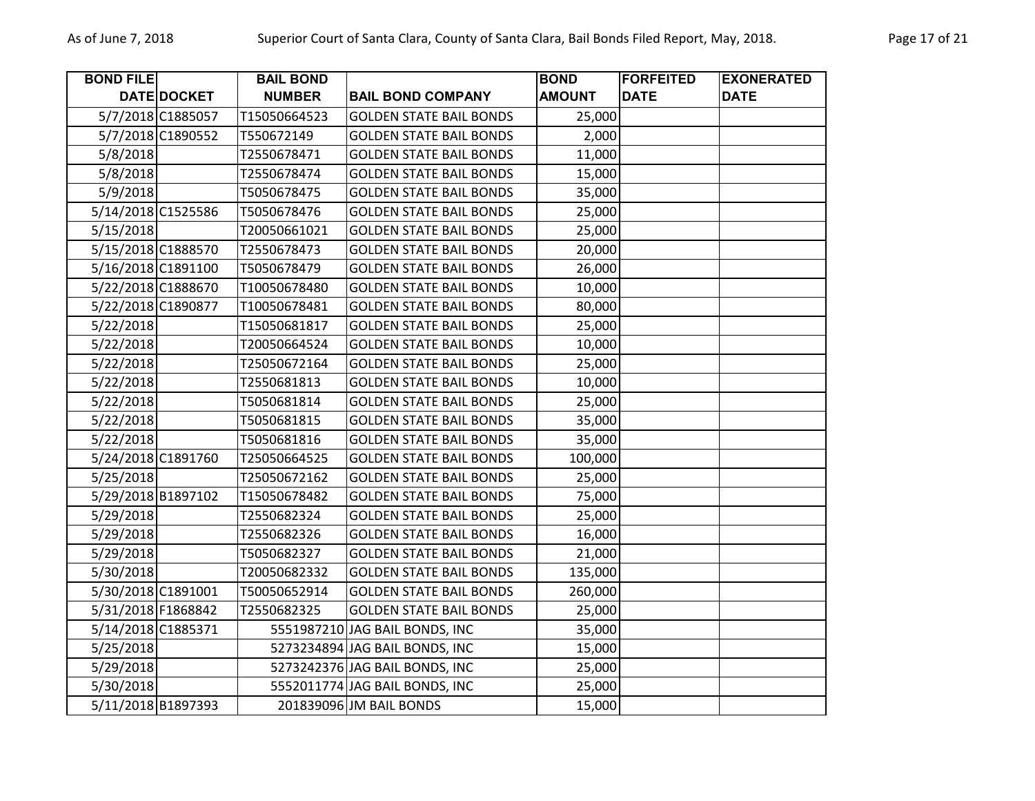| BOND FILE DATE | DOCKET | BAIL BOND NUMBER | BAIL BOND COMPANY | BOND AMOUNT | FORFEITED DATE | EXONERATED DATE |
|---|---|---|---|---|---|---|
| 5/7/2018 | C1885057 | T15050664523 | GOLDEN STATE BAIL BONDS | 25,000 | | |
| 5/7/2018 | C1890552 | T550672149 | GOLDEN STATE BAIL BONDS | 2,000 | | |
| 5/8/2018 | | T2550678471 | GOLDEN STATE BAIL BONDS | 11,000 | | |
| 5/8/2018 | | T2550678474 | GOLDEN STATE BAIL BONDS | 15,000 | | |
| 5/9/2018 | | T5050678475 | GOLDEN STATE BAIL BONDS | 35,000 | | |
| 5/14/2018 | C1525586 | T5050678476 | GOLDEN STATE BAIL BONDS | 25,000 | | |
| 5/15/2018 | | T20050661021 | GOLDEN STATE BAIL BONDS | 25,000 | | |
| 5/15/2018 | C1888570 | T2550678473 | GOLDEN STATE BAIL BONDS | 20,000 | | |
| 5/16/2018 | C1891100 | T5050678479 | GOLDEN STATE BAIL BONDS | 26,000 | | |
| 5/22/2018 | C1888670 | T10050678480 | GOLDEN STATE BAIL BONDS | 10,000 | | |
| 5/22/2018 | C1890877 | T10050678481 | GOLDEN STATE BAIL BONDS | 80,000 | | |
| 5/22/2018 | | T15050681817 | GOLDEN STATE BAIL BONDS | 25,000 | | |
| 5/22/2018 | | T20050664524 | GOLDEN STATE BAIL BONDS | 10,000 | | |
| 5/22/2018 | | T25050672164 | GOLDEN STATE BAIL BONDS | 25,000 | | |
| 5/22/2018 | | T2550681813 | GOLDEN STATE BAIL BONDS | 10,000 | | |
| 5/22/2018 | | T5050681814 | GOLDEN STATE BAIL BONDS | 25,000 | | |
| 5/22/2018 | | T5050681815 | GOLDEN STATE BAIL BONDS | 35,000 | | |
| 5/22/2018 | | T5050681816 | GOLDEN STATE BAIL BONDS | 35,000 | | |
| 5/24/2018 | C1891760 | T25050664525 | GOLDEN STATE BAIL BONDS | 100,000 | | |
| 5/25/2018 | | T25050672162 | GOLDEN STATE BAIL BONDS | 25,000 | | |
| 5/29/2018 | B1897102 | T15050678482 | GOLDEN STATE BAIL BONDS | 75,000 | | |
| 5/29/2018 | | T2550682324 | GOLDEN STATE BAIL BONDS | 25,000 | | |
| 5/29/2018 | | T2550682326 | GOLDEN STATE BAIL BONDS | 16,000 | | |
| 5/29/2018 | | T5050682327 | GOLDEN STATE BAIL BONDS | 21,000 | | |
| 5/30/2018 | | T20050682332 | GOLDEN STATE BAIL BONDS | 135,000 | | |
| 5/30/2018 | C1891001 | T50050652914 | GOLDEN STATE BAIL BONDS | 260,000 | | |
| 5/31/2018 | F1868842 | T2550682325 | GOLDEN STATE BAIL BONDS | 25,000 | | |
| 5/14/2018 | C1885371 | 5551987210 | JAG BAIL BONDS, INC | 35,000 | | |
| 5/25/2018 | | 5273234894 | JAG BAIL BONDS, INC | 15,000 | | |
| 5/29/2018 | | 5273242376 | JAG BAIL BONDS, INC | 25,000 | | |
| 5/30/2018 | | 5552011774 | JAG BAIL BONDS, INC | 25,000 | | |
| 5/11/2018 | B1897393 | 201839096 | JM BAIL BONDS | 15,000 | | |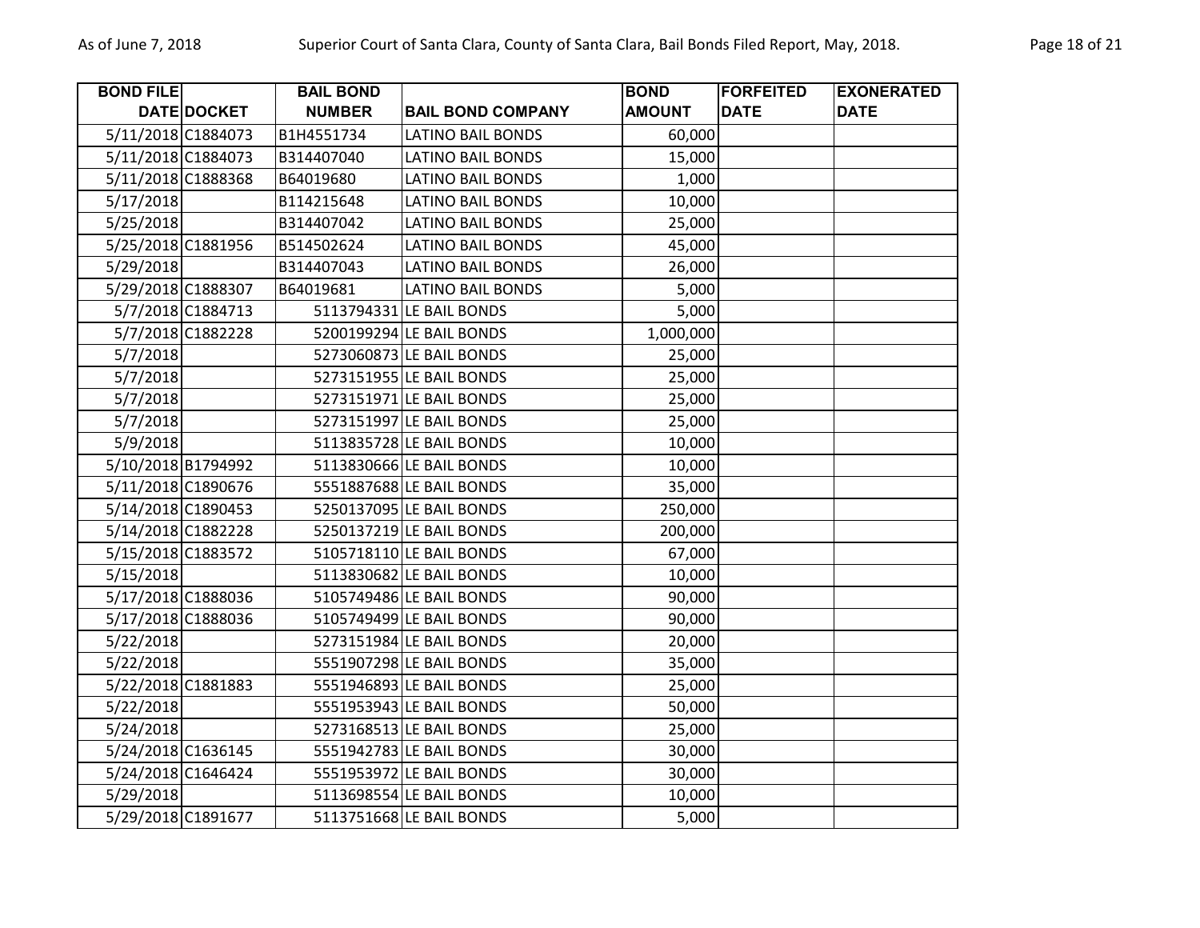| BOND FILE DATE | DOCKET | BAIL BOND NUMBER | BAIL BOND COMPANY | BOND AMOUNT | FORFEITED DATE | EXONERATED DATE |
|---|---|---|---|---|---|---|
| 5/11/2018 | C1884073 | B1H4551734 | LATINO BAIL BONDS | 60,000 | | |
| 5/11/2018 | C1884073 | B314407040 | LATINO BAIL BONDS | 15,000 | | |
| 5/11/2018 | C1888368 | B64019680 | LATINO BAIL BONDS | 1,000 | | |
| 5/17/2018 | | B114215648 | LATINO BAIL BONDS | 10,000 | | |
| 5/25/2018 | | B314407042 | LATINO BAIL BONDS | 25,000 | | |
| 5/25/2018 | C1881956 | B514502624 | LATINO BAIL BONDS | 45,000 | | |
| 5/29/2018 | | B314407043 | LATINO BAIL BONDS | 26,000 | | |
| 5/29/2018 | C1888307 | B64019681 | LATINO BAIL BONDS | 5,000 | | |
| 5/7/2018 | C1884713 | 5113794331 | LE BAIL BONDS | 5,000 | | |
| 5/7/2018 | C1882228 | 5200199294 | LE BAIL BONDS | 1,000,000 | | |
| 5/7/2018 | | 5273060873 | LE BAIL BONDS | 25,000 | | |
| 5/7/2018 | | 5273151955 | LE BAIL BONDS | 25,000 | | |
| 5/7/2018 | | 5273151971 | LE BAIL BONDS | 25,000 | | |
| 5/7/2018 | | 5273151997 | LE BAIL BONDS | 25,000 | | |
| 5/9/2018 | | 5113835728 | LE BAIL BONDS | 10,000 | | |
| 5/10/2018 | B1794992 | 5113830666 | LE BAIL BONDS | 10,000 | | |
| 5/11/2018 | C1890676 | 5551887688 | LE BAIL BONDS | 35,000 | | |
| 5/14/2018 | C1890453 | 5250137095 | LE BAIL BONDS | 250,000 | | |
| 5/14/2018 | C1882228 | 5250137219 | LE BAIL BONDS | 200,000 | | |
| 5/15/2018 | C1883572 | 5105718110 | LE BAIL BONDS | 67,000 | | |
| 5/15/2018 | | 5113830682 | LE BAIL BONDS | 10,000 | | |
| 5/17/2018 | C1888036 | 5105749486 | LE BAIL BONDS | 90,000 | | |
| 5/17/2018 | C1888036 | 5105749499 | LE BAIL BONDS | 90,000 | | |
| 5/22/2018 | | 5273151984 | LE BAIL BONDS | 20,000 | | |
| 5/22/2018 | | 5551907298 | LE BAIL BONDS | 35,000 | | |
| 5/22/2018 | C1881883 | 5551946893 | LE BAIL BONDS | 25,000 | | |
| 5/22/2018 | | 5551953943 | LE BAIL BONDS | 50,000 | | |
| 5/24/2018 | | 5273168513 | LE BAIL BONDS | 25,000 | | |
| 5/24/2018 | C1636145 | 5551942783 | LE BAIL BONDS | 30,000 | | |
| 5/24/2018 | C1646424 | 5551953972 | LE BAIL BONDS | 30,000 | | |
| 5/29/2018 | | 5113698554 | LE BAIL BONDS | 10,000 | | |
| 5/29/2018 | C1891677 | 5113751668 | LE BAIL BONDS | 5,000 | | |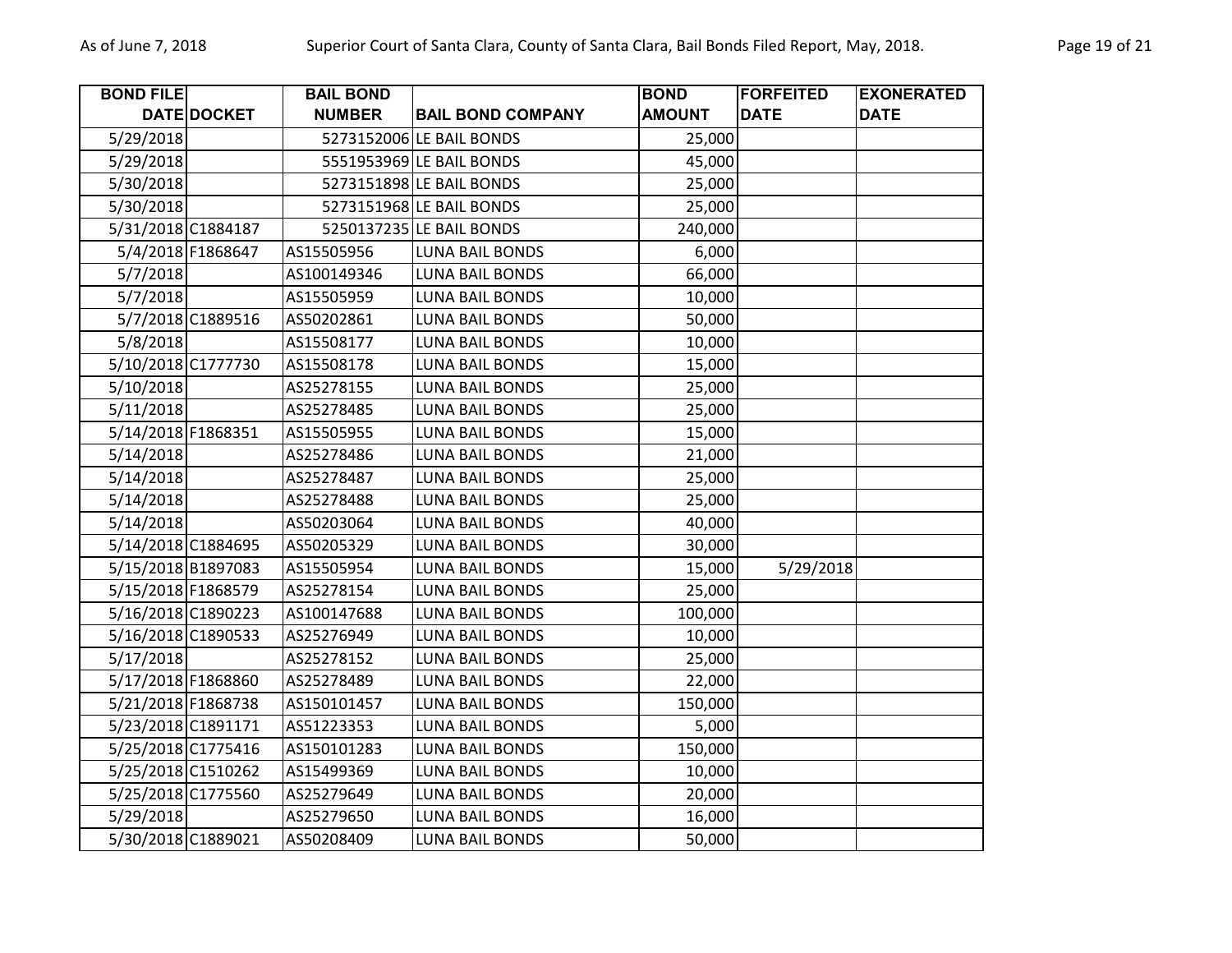| BOND FILE DATE | DOCKET | BAIL BOND NUMBER | BAIL BOND COMPANY | BOND AMOUNT | FORFEITED DATE | EXONERATED DATE |
|---|---|---|---|---|---|---|
| 5/29/2018 | | 5273152006 | LE BAIL BONDS | 25,000 | | |
| 5/29/2018 | | 5551953969 | LE BAIL BONDS | 45,000 | | |
| 5/30/2018 | | 5273151898 | LE BAIL BONDS | 25,000 | | |
| 5/30/2018 | | 5273151968 | LE BAIL BONDS | 25,000 | | |
| 5/31/2018 | C1884187 | 5250137235 | LE BAIL BONDS | 240,000 | | |
| 5/4/2018 | F1868647 | AS15505956 | LUNA BAIL BONDS | 6,000 | | |
| 5/7/2018 | | AS100149346 | LUNA BAIL BONDS | 66,000 | | |
| 5/7/2018 | | AS15505959 | LUNA BAIL BONDS | 10,000 | | |
| 5/7/2018 | C1889516 | AS50202861 | LUNA BAIL BONDS | 50,000 | | |
| 5/8/2018 | | AS15508177 | LUNA BAIL BONDS | 10,000 | | |
| 5/10/2018 | C1777730 | AS15508178 | LUNA BAIL BONDS | 15,000 | | |
| 5/10/2018 | | AS25278155 | LUNA BAIL BONDS | 25,000 | | |
| 5/11/2018 | | AS25278485 | LUNA BAIL BONDS | 25,000 | | |
| 5/14/2018 | F1868351 | AS15505955 | LUNA BAIL BONDS | 15,000 | | |
| 5/14/2018 | | AS25278486 | LUNA BAIL BONDS | 21,000 | | |
| 5/14/2018 | | AS25278487 | LUNA BAIL BONDS | 25,000 | | |
| 5/14/2018 | | AS25278488 | LUNA BAIL BONDS | 25,000 | | |
| 5/14/2018 | | AS50203064 | LUNA BAIL BONDS | 40,000 | | |
| 5/14/2018 | C1884695 | AS50205329 | LUNA BAIL BONDS | 30,000 | | |
| 5/15/2018 | B1897083 | AS15505954 | LUNA BAIL BONDS | 15,000 | 5/29/2018 | |
| 5/15/2018 | F1868579 | AS25278154 | LUNA BAIL BONDS | 25,000 | | |
| 5/16/2018 | C1890223 | AS100147688 | LUNA BAIL BONDS | 100,000 | | |
| 5/16/2018 | C1890533 | AS25276949 | LUNA BAIL BONDS | 10,000 | | |
| 5/17/2018 | | AS25278152 | LUNA BAIL BONDS | 25,000 | | |
| 5/17/2018 | F1868860 | AS25278489 | LUNA BAIL BONDS | 22,000 | | |
| 5/21/2018 | F1868738 | AS150101457 | LUNA BAIL BONDS | 150,000 | | |
| 5/23/2018 | C1891171 | AS51223353 | LUNA BAIL BONDS | 5,000 | | |
| 5/25/2018 | C1775416 | AS150101283 | LUNA BAIL BONDS | 150,000 | | |
| 5/25/2018 | C1510262 | AS15499369 | LUNA BAIL BONDS | 10,000 | | |
| 5/25/2018 | C1775560 | AS25279649 | LUNA BAIL BONDS | 20,000 | | |
| 5/29/2018 | | AS25279650 | LUNA BAIL BONDS | 16,000 | | |
| 5/30/2018 | C1889021 | AS50208409 | LUNA BAIL BONDS | 50,000 | | |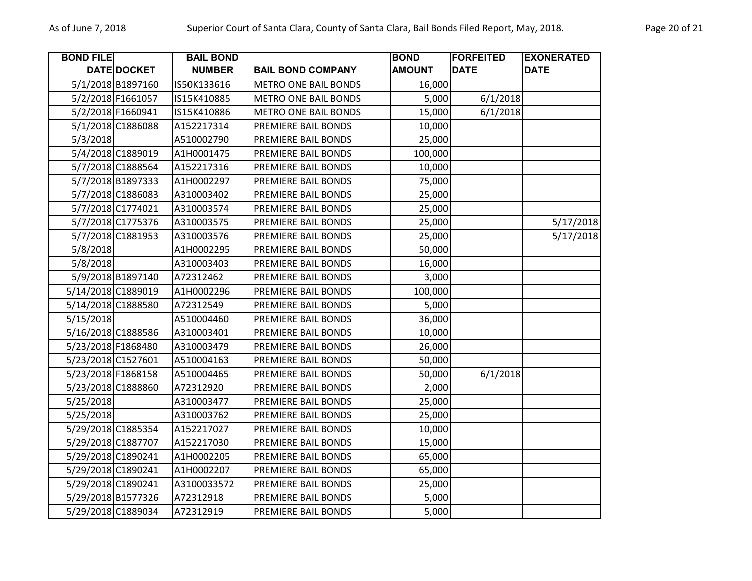| BOND FILE DATE | DOCKET | BAIL BOND NUMBER | BAIL BOND COMPANY | BOND AMOUNT | FORFEITED DATE | EXONERATED DATE |
|---|---|---|---|---|---|---|
| 5/1/2018 | B1897160 | IS50K133616 | METRO ONE BAIL BONDS | 16,000 | | |
| 5/2/2018 | F1661057 | IS15K410885 | METRO ONE BAIL BONDS | 5,000 | 6/1/2018 | |
| 5/2/2018 | F1660941 | IS15K410886 | METRO ONE BAIL BONDS | 15,000 | 6/1/2018 | |
| 5/1/2018 | C1886088 | A152217314 | PREMIERE BAIL BONDS | 10,000 | | |
| 5/3/2018 | | A510002790 | PREMIERE BAIL BONDS | 25,000 | | |
| 5/4/2018 | C1889019 | A1H0001475 | PREMIERE BAIL BONDS | 100,000 | | |
| 5/7/2018 | C1888564 | A152217316 | PREMIERE BAIL BONDS | 10,000 | | |
| 5/7/2018 | B1897333 | A1H0002297 | PREMIERE BAIL BONDS | 75,000 | | |
| 5/7/2018 | C1886083 | A310003402 | PREMIERE BAIL BONDS | 25,000 | | |
| 5/7/2018 | C1774021 | A310003574 | PREMIERE BAIL BONDS | 25,000 | | |
| 5/7/2018 | C1775376 | A310003575 | PREMIERE BAIL BONDS | 25,000 | | 5/17/2018 |
| 5/7/2018 | C1881953 | A310003576 | PREMIERE BAIL BONDS | 25,000 | | 5/17/2018 |
| 5/8/2018 | | A1H0002295 | PREMIERE BAIL BONDS | 50,000 | | |
| 5/8/2018 | | A310003403 | PREMIERE BAIL BONDS | 16,000 | | |
| 5/9/2018 | B1897140 | A72312462 | PREMIERE BAIL BONDS | 3,000 | | |
| 5/14/2018 | C1889019 | A1H0002296 | PREMIERE BAIL BONDS | 100,000 | | |
| 5/14/2018 | C1888580 | A72312549 | PREMIERE BAIL BONDS | 5,000 | | |
| 5/15/2018 | | A510004460 | PREMIERE BAIL BONDS | 36,000 | | |
| 5/16/2018 | C1888586 | A310003401 | PREMIERE BAIL BONDS | 10,000 | | |
| 5/23/2018 | F1868480 | A310003479 | PREMIERE BAIL BONDS | 26,000 | | |
| 5/23/2018 | C1527601 | A510004163 | PREMIERE BAIL BONDS | 50,000 | | |
| 5/23/2018 | F1868158 | A510004465 | PREMIERE BAIL BONDS | 50,000 | 6/1/2018 | |
| 5/23/2018 | C1888860 | A72312920 | PREMIERE BAIL BONDS | 2,000 | | |
| 5/25/2018 | | A310003477 | PREMIERE BAIL BONDS | 25,000 | | |
| 5/25/2018 | | A310003762 | PREMIERE BAIL BONDS | 25,000 | | |
| 5/29/2018 | C1885354 | A152217027 | PREMIERE BAIL BONDS | 10,000 | | |
| 5/29/2018 | C1887707 | A152217030 | PREMIERE BAIL BONDS | 15,000 | | |
| 5/29/2018 | C1890241 | A1H0002205 | PREMIERE BAIL BONDS | 65,000 | | |
| 5/29/2018 | C1890241 | A1H0002207 | PREMIERE BAIL BONDS | 65,000 | | |
| 5/29/2018 | C1890241 | A3100033572 | PREMIERE BAIL BONDS | 25,000 | | |
| 5/29/2018 | B1577326 | A72312918 | PREMIERE BAIL BONDS | 5,000 | | |
| 5/29/2018 | C1889034 | A72312919 | PREMIERE BAIL BONDS | 5,000 | | |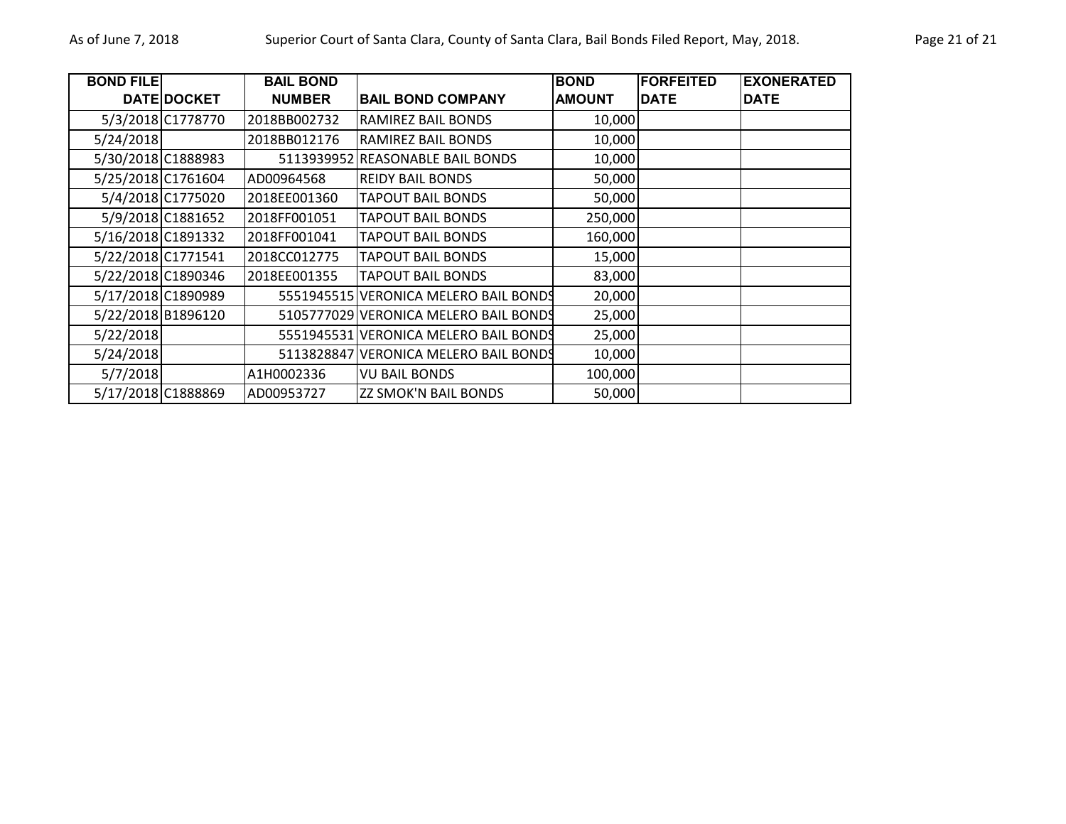| BOND FILE DATE | DOCKET | BAIL BOND NUMBER | BAIL BOND COMPANY | BOND AMOUNT | FORFEITED DATE | EXONERATED DATE |
|---|---|---|---|---|---|---|
| 5/3/2018 | C1778770 | 2018BB002732 | RAMIREZ BAIL BONDS | 10,000 | | |
| 5/24/2018 | | 2018BB012176 | RAMIREZ BAIL BONDS | 10,000 | | |
| 5/30/2018 | C1888983 | 5113939952 | REASONABLE BAIL BONDS | 10,000 | | |
| 5/25/2018 | C1761604 | AD00964568 | REIDY BAIL BONDS | 50,000 | | |
| 5/4/2018 | C1775020 | 2018EE001360 | TAPOUT BAIL BONDS | 50,000 | | |
| 5/9/2018 | C1881652 | 2018FF001051 | TAPOUT BAIL BONDS | 250,000 | | |
| 5/16/2018 | C1891332 | 2018FF001041 | TAPOUT BAIL BONDS | 160,000 | | |
| 5/22/2018 | C1771541 | 2018CC012775 | TAPOUT BAIL BONDS | 15,000 | | |
| 5/22/2018 | C1890346 | 2018EE001355 | TAPOUT BAIL BONDS | 83,000 | | |
| 5/17/2018 | C1890989 | 5551945515 | VERONICA MELERO BAIL BONDS | 20,000 | | |
| 5/22/2018 | B1896120 | 5105777029 | VERONICA MELERO BAIL BONDS | 25,000 | | |
| 5/22/2018 | | 5551945531 | VERONICA MELERO BAIL BONDS | 25,000 | | |
| 5/24/2018 | | 5113828847 | VERONICA MELERO BAIL BONDS | 10,000 | | |
| 5/7/2018 | | A1H0002336 | VU BAIL BONDS | 100,000 | | |
| 5/17/2018 | C1888869 | AD00953727 | ZZ SMOK'N BAIL BONDS | 50,000 | | |